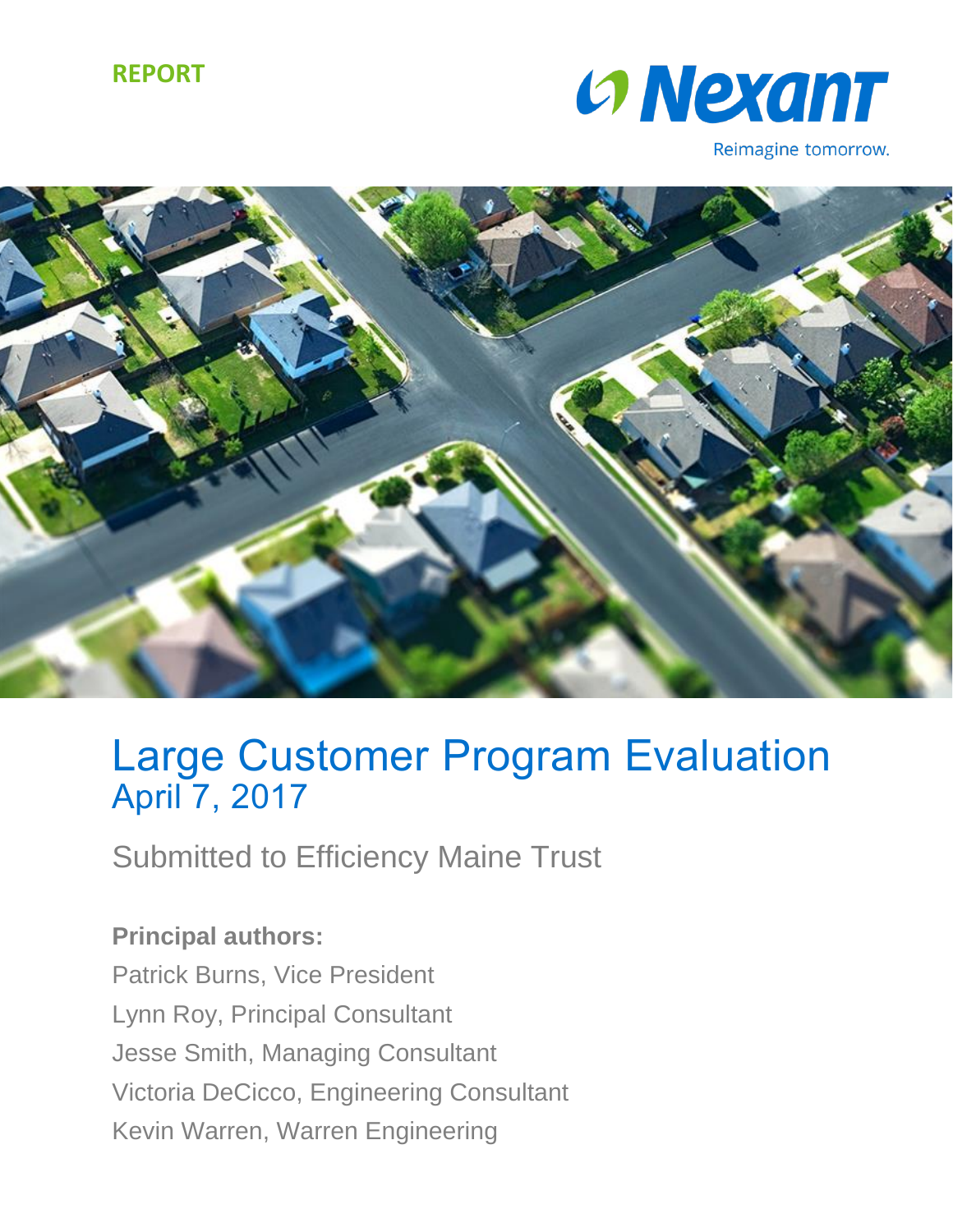**REPORT**

Nexant

Reimagine tomorrow.

# Large Customer Program Evaluation

## April 7, 2017

Submitted to Efficiency Maine Trust

**Principal authors:**

Patrick Burns, Vice President

Lynn Roy, Principal Consultant

Jesse Smith, Managing Consultant

Victoria DeCicco, Engineering Consultant

Kevin Warren, Warren Engineering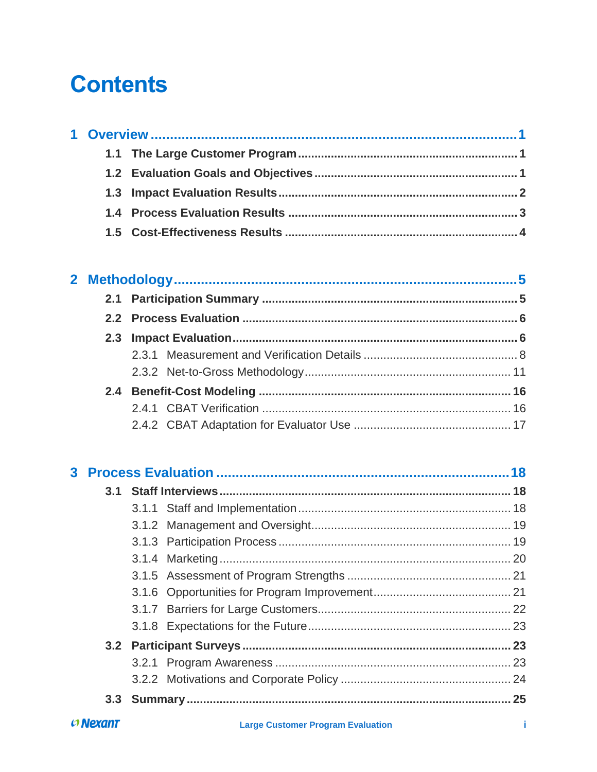# Contents

**1 Overview ........................................................................................... 1**

- **1.1 The Large Customer Program ........................................................ 1**
- **1.2 Evaluation Goals and Objectives ................................................... 1**
- **1.3 Impact Evaluation Results .............................................................. 2**
- **1.4 Process Evaluation Results ............................................................ 3**
- **1.5 Cost-Effectiveness Results ............................................................. 4**

**2 Methodology ........................................................................................ 5**

- **2.1 Participation Summary .................................................................... 5**
- **2.2 Process Evaluation .......................................................................... 6**
- **2.3 Impact Evaluation ............................................................................ 6**
  - 2.3.1 Measurement and Verification Details ........................................ 8
  - 2.3.2 Net-to-Gross Methodology ......................................................... 11
- **2.4 Benefit-Cost Modeling ................................................................... 16**
  - 2.4.1 CBAT Verification ...................................................................... 16
  - 2.4.2 CBAT Adaptation for Evaluator Use .......................................... 17

**3 Process Evaluation ........................................................................... 18**

- **3.1 Staff Interviews .............................................................................. 18**
  - 3.1.1 Staff and Implementation ........................................................... 18
  - 3.1.2 Management and Oversight ....................................................... 19
  - 3.1.3 Participation Process ................................................................. 19
  - 3.1.4 Marketing .................................................................................. 20
  - 3.1.5 Assessment of Program Strengths ............................................ 21
  - 3.1.6 Opportunities for Program Improvement .................................... 21
  - 3.1.7 Barriers for Large Customers ..................................................... 22
  - 3.1.8 Expectations for the Future ........................................................ 23
- **3.2 Participant Surveys ........................................................................ 23**
  - 3.2.1 Program Awareness ................................................................... 23
  - 3.2.2 Motivations and Corporate Policy .............................................. 24
- **3.3 Summary ........................................................................................ 25**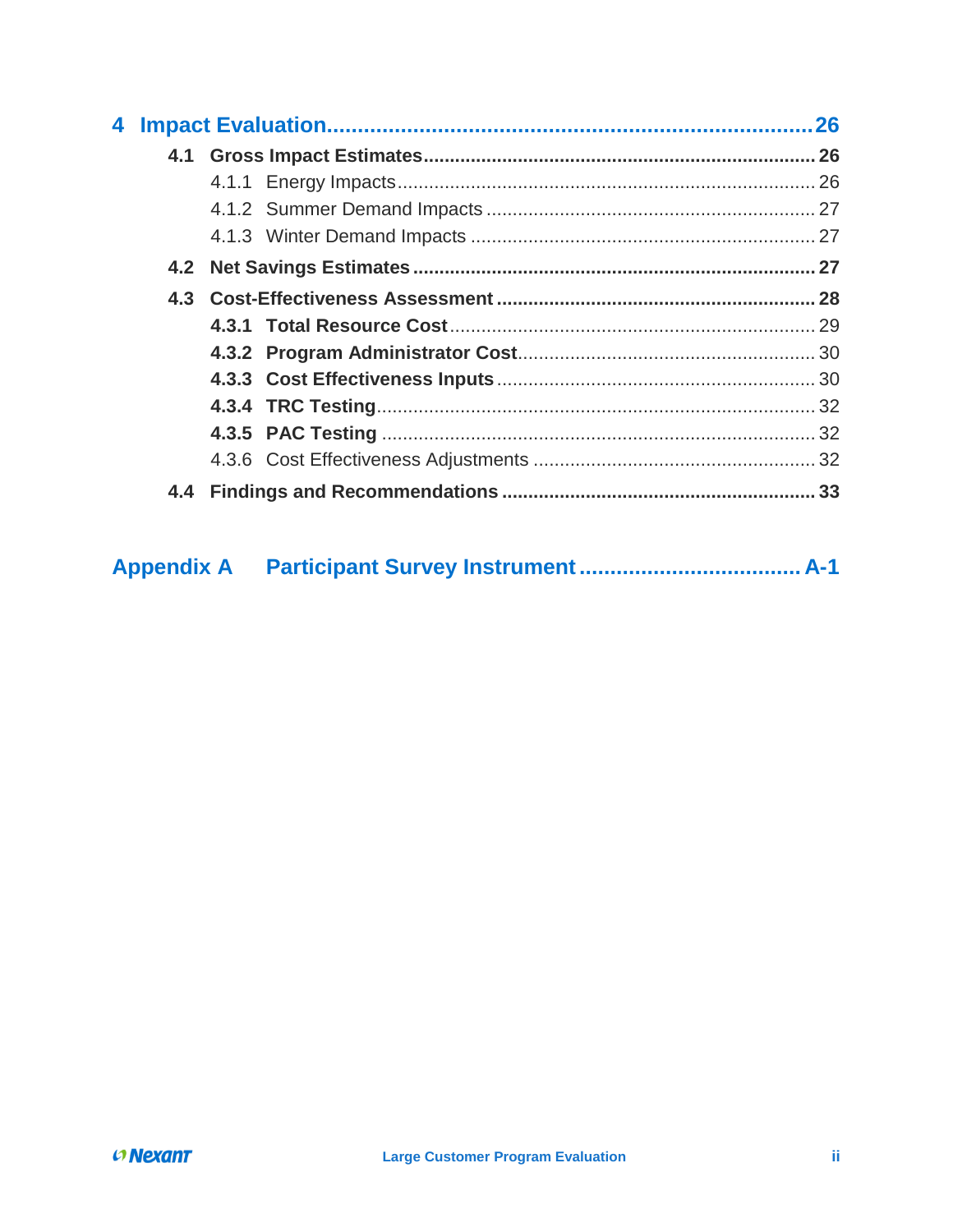4 Impact Evaluation .................................................................. 26

- 4.1 Gross Impact Estimates ......................................................... 26
  - 4.1.1 Energy Impacts ............................................................. 26
  - 4.1.2 Summer Demand Impacts ..................................................... 27
  - 4.1.3 Winter Demand Impacts ..................................................... 27
- 4.2 Net Savings Estimates ........................................................... 27
- 4.3 Cost-Effectiveness Assessment ................................................ 28
  - 4.3.1 Total Resource Cost ........................................................ 29
  - 4.3.2 Program Administrator Cost ............................................... 30
  - 4.3.3 Cost Effectiveness Inputs .................................................. 30
  - 4.3.4 TRC Testing .................................................................. 32
  - 4.3.5 PAC Testing .................................................................. 32
  - 4.3.6 Cost Effectiveness Adjustments ........................................... 32
- 4.4 Findings and Recommendations ................................................ 33

Appendix A Participant Survey Instrument ........................................ A-1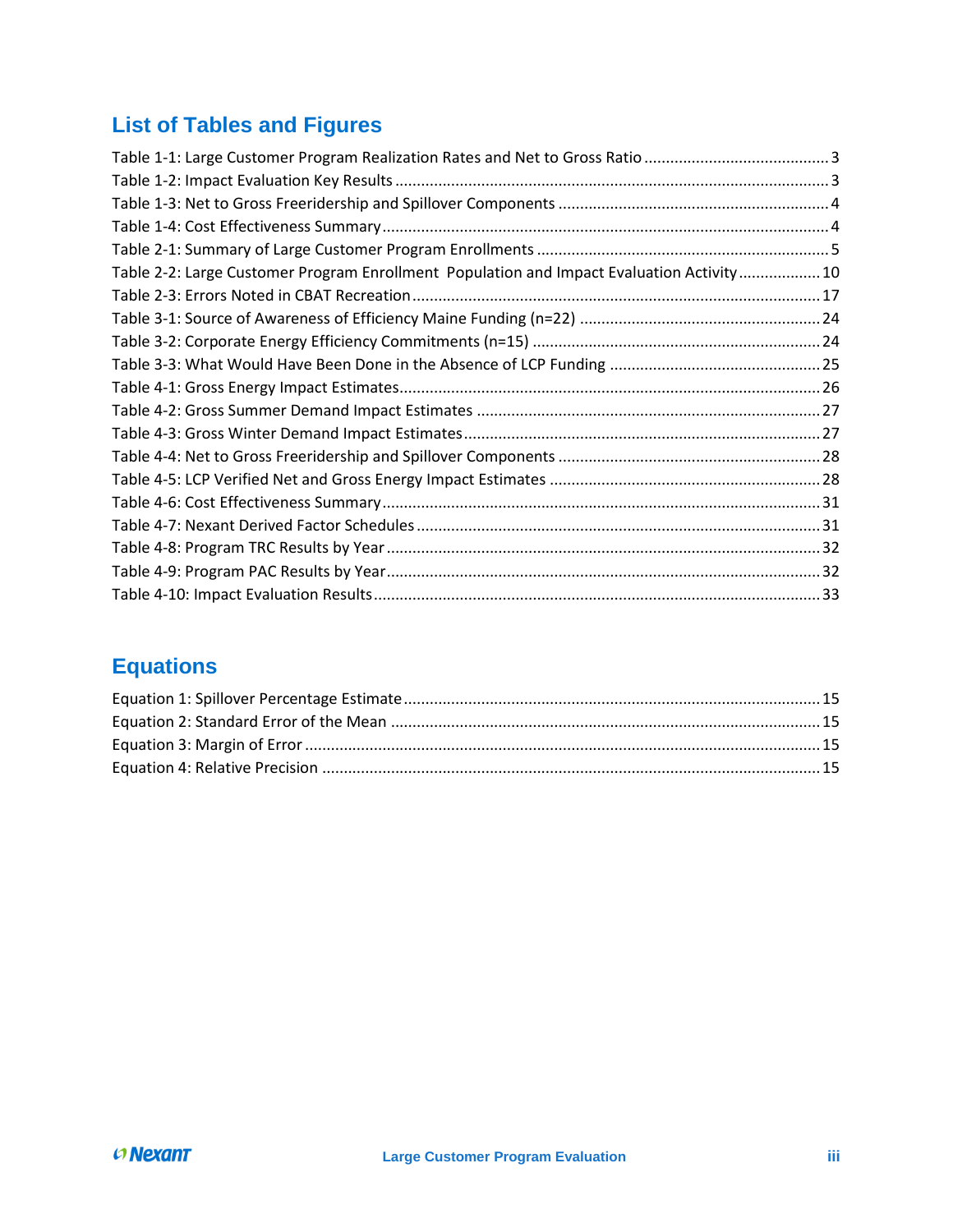## List of Tables and Figures

Table 1-1: Large Customer Program Realization Rates and Net to Gross Ratio ........................................... 3
Table 1-2: Impact Evaluation Key Results .................................................................................................... 3
Table 1-3: Net to Gross Freeridership and Spillover Components ............................................................... 4
Table 1-4: Cost Effectiveness Summary ........................................................................................................ 4
Table 2-1: Summary of Large Customer Program Enrollments .................................................................... 5
Table 2-2: Large Customer Program Enrollment Population and Impact Evaluation Activity ................... 10
Table 2-3: Errors Noted in CBAT Recreation ............................................................................................... 17
Table 3-1: Source of Awareness of Efficiency Maine Funding (n=22) ........................................................ 24
Table 3-2: Corporate Energy Efficiency Commitments (n=15) ................................................................... 24
Table 3-3: What Would Have Been Done in the Absence of LCP Funding ................................................. 25
Table 4-1: Gross Energy Impact Estimates .................................................................................................. 26
Table 4-2: Gross Summer Demand Impact Estimates ................................................................................ 27
Table 4-3: Gross Winter Demand Impact Estimates ................................................................................... 27
Table 4-4: Net to Gross Freeridership and Spillover Components ............................................................. 28
Table 4-5: LCP Verified Net and Gross Energy Impact Estimates ............................................................... 28
Table 4-6: Cost Effectiveness Summary ...................................................................................................... 31
Table 4-7: Nexant Derived Factor Schedules .............................................................................................. 31
Table 4-8: Program TRC Results by Year ..................................................................................................... 32
Table 4-9: Program PAC Results by Year ..................................................................................................... 32
Table 4-10: Impact Evaluation Results ........................................................................................................ 33

## Equations

Equation 1: Spillover Percentage Estimate ................................................................................................ 15
Equation 2: Standard Error of the Mean ................................................................................................... 15
Equation 3: Margin of Error ....................................................................................................................... 15
Equation 4: Relative Precision ................................................................................................................... 15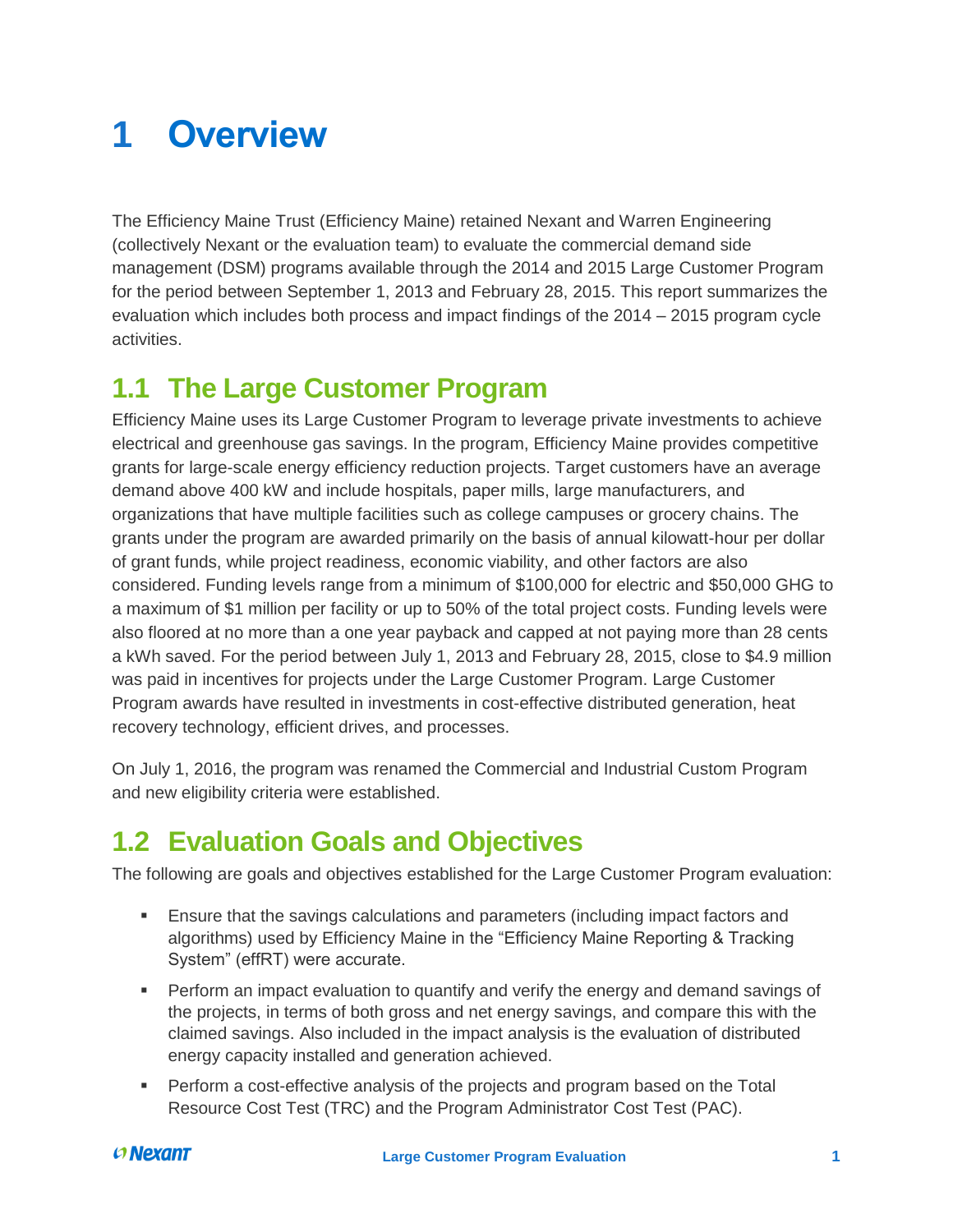# 1 Overview

The Efficiency Maine Trust (Efficiency Maine) retained Nexant and Warren Engineering (collectively Nexant or the evaluation team) to evaluate the commercial demand side management (DSM) programs available through the 2014 and 2015 Large Customer Program for the period between September 1, 2013 and February 28, 2015. This report summarizes the evaluation which includes both process and impact findings of the 2014 – 2015 program cycle activities.

## 1.1 The Large Customer Program

Efficiency Maine uses its Large Customer Program to leverage private investments to achieve electrical and greenhouse gas savings. In the program, Efficiency Maine provides competitive grants for large-scale energy efficiency reduction projects. Target customers have an average demand above 400 kW and include hospitals, paper mills, large manufacturers, and organizations that have multiple facilities such as college campuses or grocery chains. The grants under the program are awarded primarily on the basis of annual kilowatt-hour per dollar of grant funds, while project readiness, economic viability, and other factors are also considered. Funding levels range from a minimum of $100,000 for electric and $50,000 GHG to a maximum of $1 million per facility or up to 50% of the total project costs. Funding levels were also floored at no more than a one year payback and capped at not paying more than 28 cents a kWh saved. For the period between July 1, 2013 and February 28, 2015, close to $4.9 million was paid in incentives for projects under the Large Customer Program. Large Customer Program awards have resulted in investments in cost-effective distributed generation, heat recovery technology, efficient drives, and processes.

On July 1, 2016, the program was renamed the Commercial and Industrial Custom Program and new eligibility criteria were established.

## 1.2 Evaluation Goals and Objectives

The following are goals and objectives established for the Large Customer Program evaluation:

- Ensure that the savings calculations and parameters (including impact factors and algorithms) used by Efficiency Maine in the "Efficiency Maine Reporting & Tracking System" (effRT) were accurate.
- Perform an impact evaluation to quantify and verify the energy and demand savings of the projects, in terms of both gross and net energy savings, and compare this with the claimed savings. Also included in the impact analysis is the evaluation of distributed energy capacity installed and generation achieved.
- Perform a cost-effective analysis of the projects and program based on the Total Resource Cost Test (TRC) and the Program Administrator Cost Test (PAC).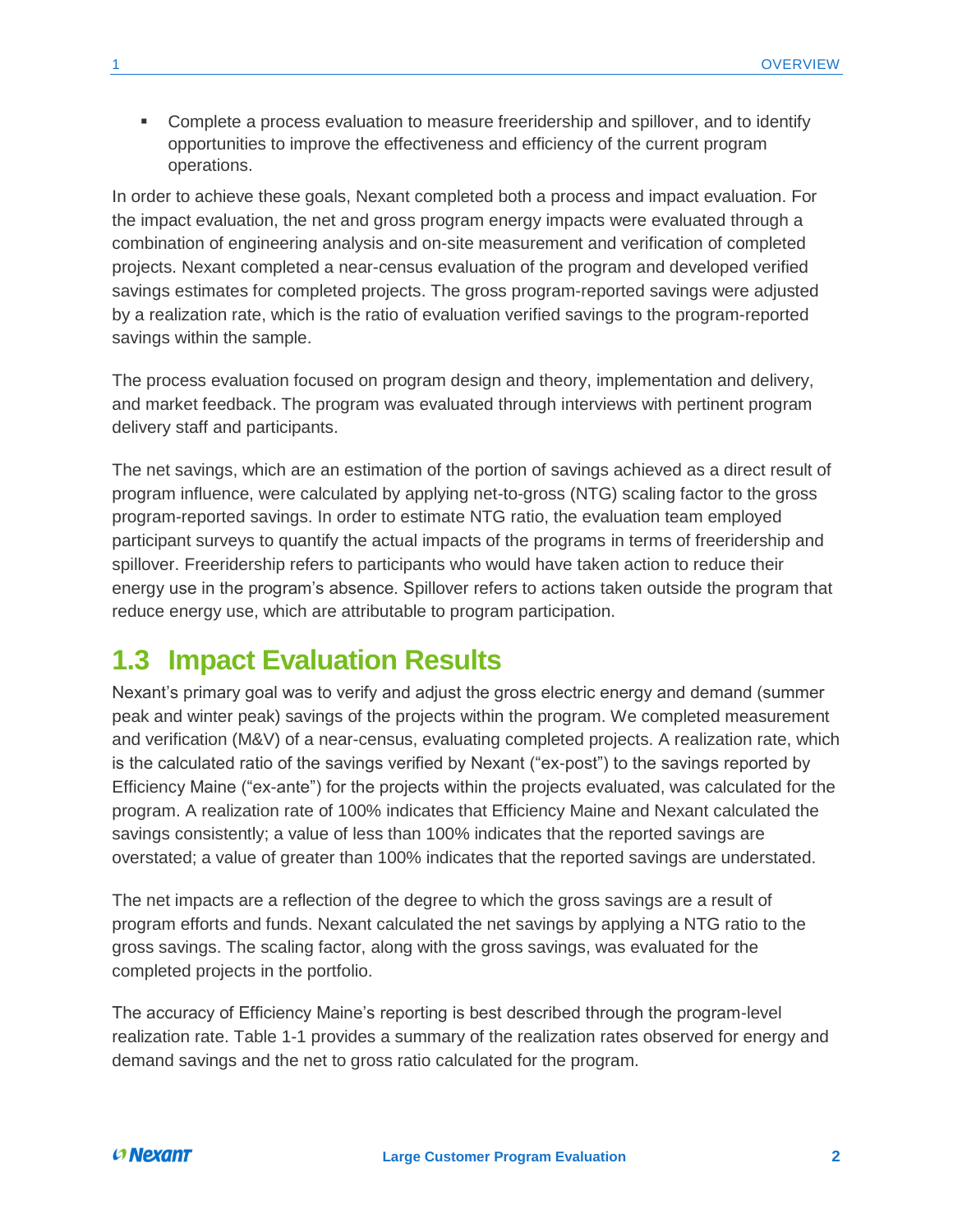- Complete a process evaluation to measure freeridership and spillover, and to identify opportunities to improve the effectiveness and efficiency of the current program operations.

In order to achieve these goals, Nexant completed both a process and impact evaluation. For the impact evaluation, the net and gross program energy impacts were evaluated through a combination of engineering analysis and on-site measurement and verification of completed projects. Nexant completed a near-census evaluation of the program and developed verified savings estimates for completed projects. The gross program-reported savings were adjusted by a realization rate, which is the ratio of evaluation verified savings to the program-reported savings within the sample.

The process evaluation focused on program design and theory, implementation and delivery, and market feedback. The program was evaluated through interviews with pertinent program delivery staff and participants.

The net savings, which are an estimation of the portion of savings achieved as a direct result of program influence, were calculated by applying net-to-gross (NTG) scaling factor to the gross program-reported savings. In order to estimate NTG ratio, the evaluation team employed participant surveys to quantify the actual impacts of the programs in terms of freeridership and spillover. Freeridership refers to participants who would have taken action to reduce their energy use in the program's absence. Spillover refers to actions taken outside the program that reduce energy use, which are attributable to program participation.

## 1.3 Impact Evaluation Results

Nexant's primary goal was to verify and adjust the gross electric energy and demand (summer peak and winter peak) savings of the projects within the program. We completed measurement and verification (M&V) of a near-census, evaluating completed projects. A realization rate, which is the calculated ratio of the savings verified by Nexant ("ex-post") to the savings reported by Efficiency Maine ("ex-ante") for the projects within the projects evaluated, was calculated for the program. A realization rate of 100% indicates that Efficiency Maine and Nexant calculated the savings consistently; a value of less than 100% indicates that the reported savings are overstated; a value of greater than 100% indicates that the reported savings are understated.

The net impacts are a reflection of the degree to which the gross savings are a result of program efforts and funds. Nexant calculated the net savings by applying a NTG ratio to the gross savings. The scaling factor, along with the gross savings, was evaluated for the completed projects in the portfolio.

The accuracy of Efficiency Maine's reporting is best described through the program-level realization rate. Table 1-1 provides a summary of the realization rates observed for energy and demand savings and the net to gross ratio calculated for the program.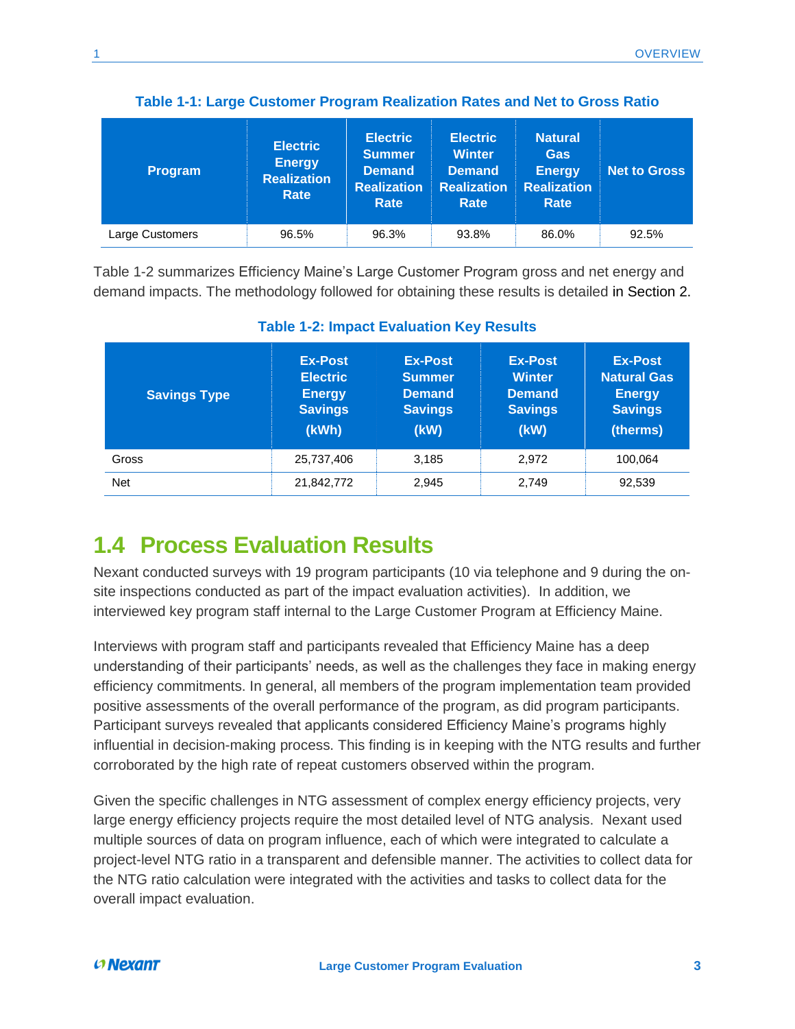**Table 1-1: Large Customer Program Realization Rates and Net to Gross Ratio**

| Program | Electric Energy Realization Rate | Electric Summer Demand Realization Rate | Electric Winter Demand Realization Rate | Natural Gas Energy Realization Rate | Net to Gross |
|---|---|---|---|---|---|
| Large Customers | 96.5% | 96.3% | 93.8% | 86.0% | 92.5% |

Table 1-2 summarizes Efficiency Maine's Large Customer Program gross and net energy and demand impacts. The methodology followed for obtaining these results is detailed in Section 2.

**Table 1-2: Impact Evaluation Key Results**

| Savings Type | Ex-Post Electric Energy Savings (kWh) | Ex-Post Summer Demand Savings (kW) | Ex-Post Winter Demand Savings (kW) | Ex-Post Natural Gas Energy Savings (therms) |
|---|---|---|---|---|
| Gross | 25,737,406 | 3,185 | 2,972 | 100,064 |
| Net | 21,842,772 | 2,945 | 2,749 | 92,539 |

## 1.4 Process Evaluation Results

Nexant conducted surveys with 19 program participants (10 via telephone and 9 during the on-site inspections conducted as part of the impact evaluation activities). In addition, we interviewed key program staff internal to the Large Customer Program at Efficiency Maine.

Interviews with program staff and participants revealed that Efficiency Maine has a deep understanding of their participants' needs, as well as the challenges they face in making energy efficiency commitments. In general, all members of the program implementation team provided positive assessments of the overall performance of the program, as did program participants. Participant surveys revealed that applicants considered Efficiency Maine's programs highly influential in decision-making process. This finding is in keeping with the NTG results and further corroborated by the high rate of repeat customers observed within the program.

Given the specific challenges in NTG assessment of complex energy efficiency projects, very large energy efficiency projects require the most detailed level of NTG analysis. Nexant used multiple sources of data on program influence, each of which were integrated to calculate a project-level NTG ratio in a transparent and defensible manner. The activities to collect data for the NTG ratio calculation were integrated with the activities and tasks to collect data for the overall impact evaluation.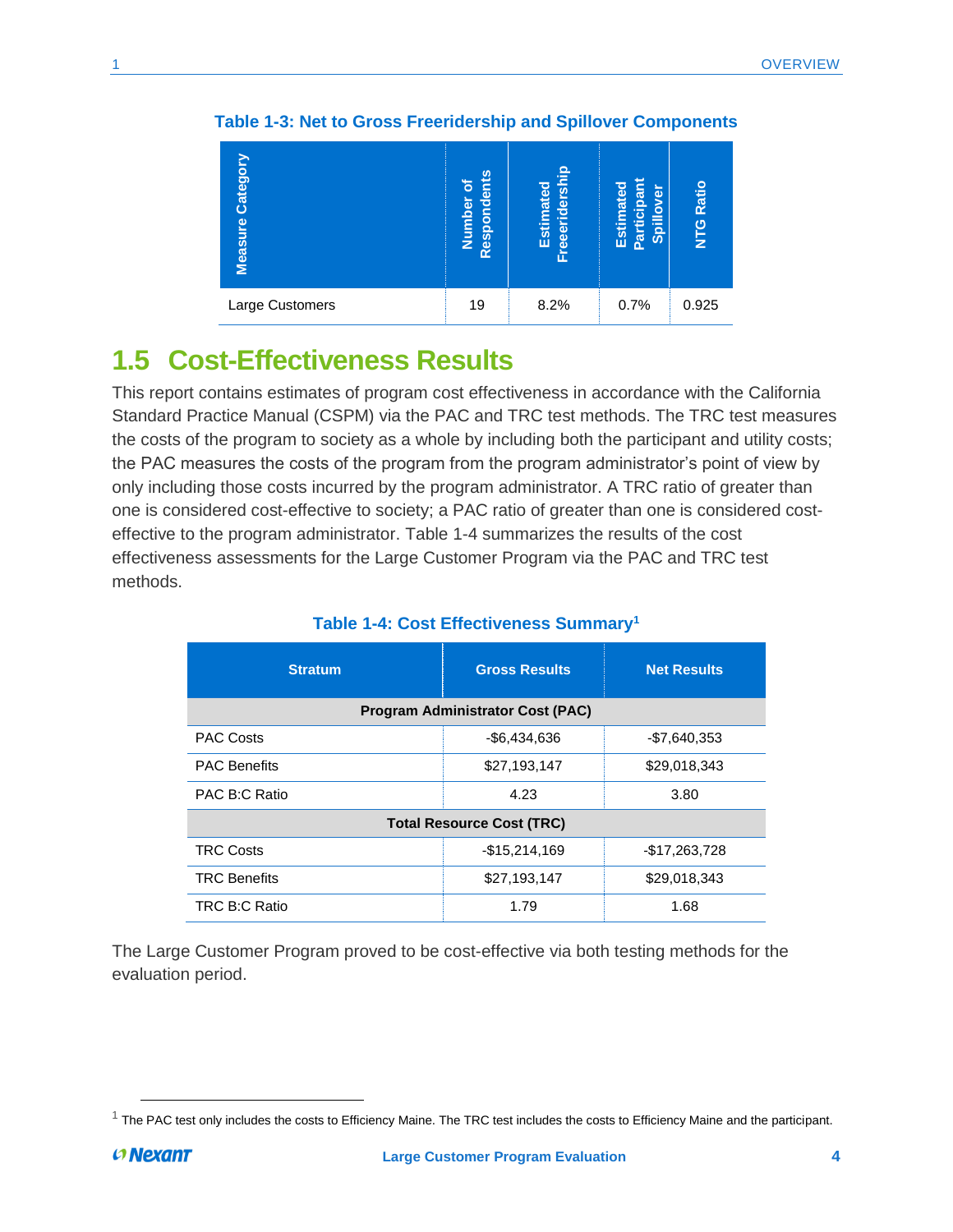**Table 1-3: Net to Gross Freeridership and Spillover Components**

| Measure Category | Number of Respondents | Estimated Freeridership | Estimated Participant Spillover | NTG Ratio |
|---|---|---|---|---|
| Large Customers | 19 | 8.2% | 0.7% | 0.925 |

## 1.5 Cost-Effectiveness Results

This report contains estimates of program cost effectiveness in accordance with the California Standard Practice Manual (CSPM) via the PAC and TRC test methods. The TRC test measures the costs of the program to society as a whole by including both the participant and utility costs; the PAC measures the costs of the program from the program administrator's point of view by only including those costs incurred by the program administrator. A TRC ratio of greater than one is considered cost-effective to society; a PAC ratio of greater than one is considered cost-effective to the program administrator. Table 1-4 summarizes the results of the cost effectiveness assessments for the Large Customer Program via the PAC and TRC test methods.

**Table 1-4: Cost Effectiveness Summary[1]**

| Stratum | Gross Results | Net Results |
|---|---|---|
| **Program Administrator Cost (PAC)** | | |
| PAC Costs | -$6,434,636 | -$7,640,353 |
| PAC Benefits | $27,193,147 | $29,018,343 |
| PAC B:C Ratio | 4.23 | 3.80 |
| **Total Resource Cost (TRC)** | | |
| TRC Costs | -$15,214,169 | -$17,263,728 |
| TRC Benefits | $27,193,147 | $29,018,343 |
| TRC B:C Ratio | 1.79 | 1.68 |

The Large Customer Program proved to be cost-effective via both testing methods for the evaluation period.

[1] The PAC test only includes the costs to Efficiency Maine. The TRC test includes the costs to Efficiency Maine and the participant.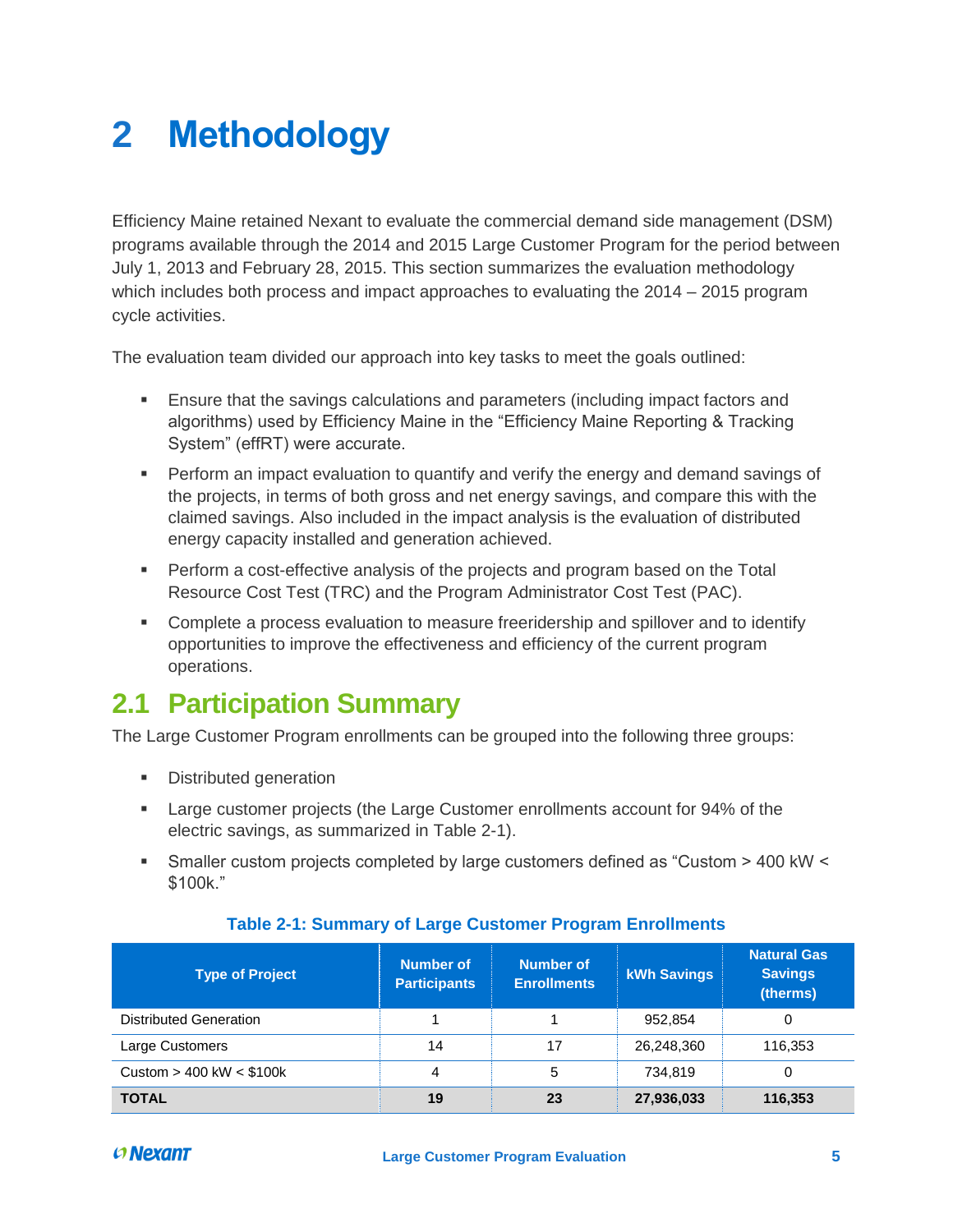# 2 Methodology

Efficiency Maine retained Nexant to evaluate the commercial demand side management (DSM) programs available through the 2014 and 2015 Large Customer Program for the period between July 1, 2013 and February 28, 2015. This section summarizes the evaluation methodology which includes both process and impact approaches to evaluating the 2014 – 2015 program cycle activities.

The evaluation team divided our approach into key tasks to meet the goals outlined:

- Ensure that the savings calculations and parameters (including impact factors and algorithms) used by Efficiency Maine in the "Efficiency Maine Reporting & Tracking System" (effRT) were accurate.
- Perform an impact evaluation to quantify and verify the energy and demand savings of the projects, in terms of both gross and net energy savings, and compare this with the claimed savings. Also included in the impact analysis is the evaluation of distributed energy capacity installed and generation achieved.
- Perform a cost-effective analysis of the projects and program based on the Total Resource Cost Test (TRC) and the Program Administrator Cost Test (PAC).
- Complete a process evaluation to measure freeridership and spillover and to identify opportunities to improve the effectiveness and efficiency of the current program operations.

## 2.1 Participation Summary

The Large Customer Program enrollments can be grouped into the following three groups:

- Distributed generation
- Large customer projects (the Large Customer enrollments account for 94% of the electric savings, as summarized in Table 2-1).
- Smaller custom projects completed by large customers defined as "Custom > 400 kW < $100k."

**Table 2-1: Summary of Large Customer Program Enrollments**

| Type of Project | Number of Participants | Number of Enrollments | kWh Savings | Natural Gas Savings (therms) |
|---|---|---|---|---|
| Distributed Generation | 1 | 1 | 952,854 | 0 |
| Large Customers | 14 | 17 | 26,248,360 | 116,353 |
| Custom > 400 kW < $100k | 4 | 5 | 734,819 | 0 |
| **TOTAL** | **19** | **23** | **27,936,033** | **116,353** |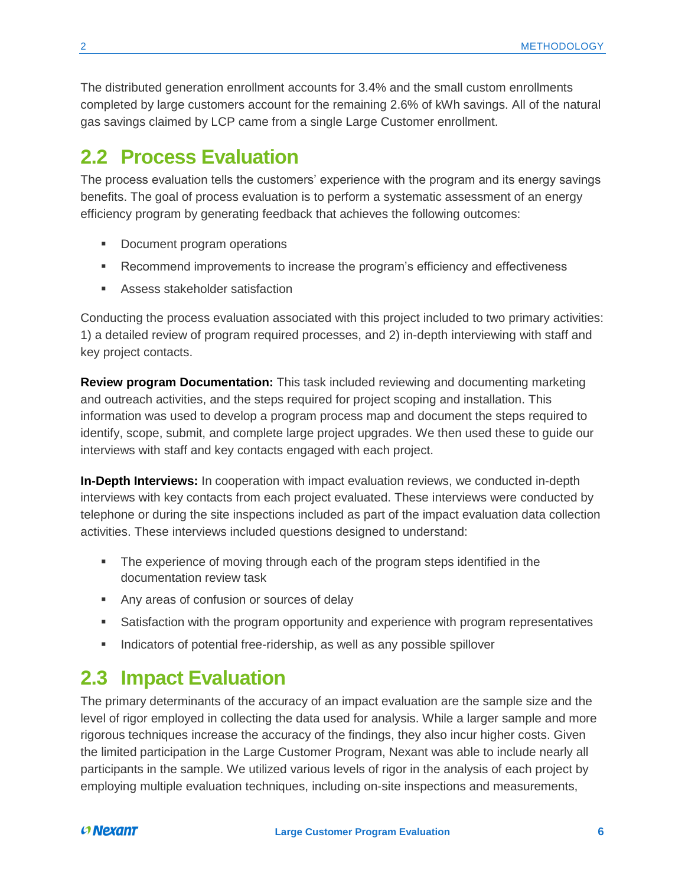The distributed generation enrollment accounts for 3.4% and the small custom enrollments completed by large customers account for the remaining 2.6% of kWh savings. All of the natural gas savings claimed by LCP came from a single Large Customer enrollment.

## 2.2 Process Evaluation

The process evaluation tells the customers' experience with the program and its energy savings benefits. The goal of process evaluation is to perform a systematic assessment of an energy efficiency program by generating feedback that achieves the following outcomes:

- Document program operations
- Recommend improvements to increase the program's efficiency and effectiveness
- Assess stakeholder satisfaction

Conducting the process evaluation associated with this project included to two primary activities: 1) a detailed review of program required processes, and 2) in-depth interviewing with staff and key project contacts.

**Review program Documentation:** This task included reviewing and documenting marketing and outreach activities, and the steps required for project scoping and installation. This information was used to develop a program process map and document the steps required to identify, scope, submit, and complete large project upgrades. We then used these to guide our interviews with staff and key contacts engaged with each project.

**In-Depth Interviews:** In cooperation with impact evaluation reviews, we conducted in-depth interviews with key contacts from each project evaluated. These interviews were conducted by telephone or during the site inspections included as part of the impact evaluation data collection activities. These interviews included questions designed to understand:

- The experience of moving through each of the program steps identified in the documentation review task
- Any areas of confusion or sources of delay
- Satisfaction with the program opportunity and experience with program representatives
- Indicators of potential free-ridership, as well as any possible spillover

## 2.3 Impact Evaluation

The primary determinants of the accuracy of an impact evaluation are the sample size and the level of rigor employed in collecting the data used for analysis. While a larger sample and more rigorous techniques increase the accuracy of the findings, they also incur higher costs. Given the limited participation in the Large Customer Program, Nexant was able to include nearly all participants in the sample. We utilized various levels of rigor in the analysis of each project by employing multiple evaluation techniques, including on-site inspections and measurements,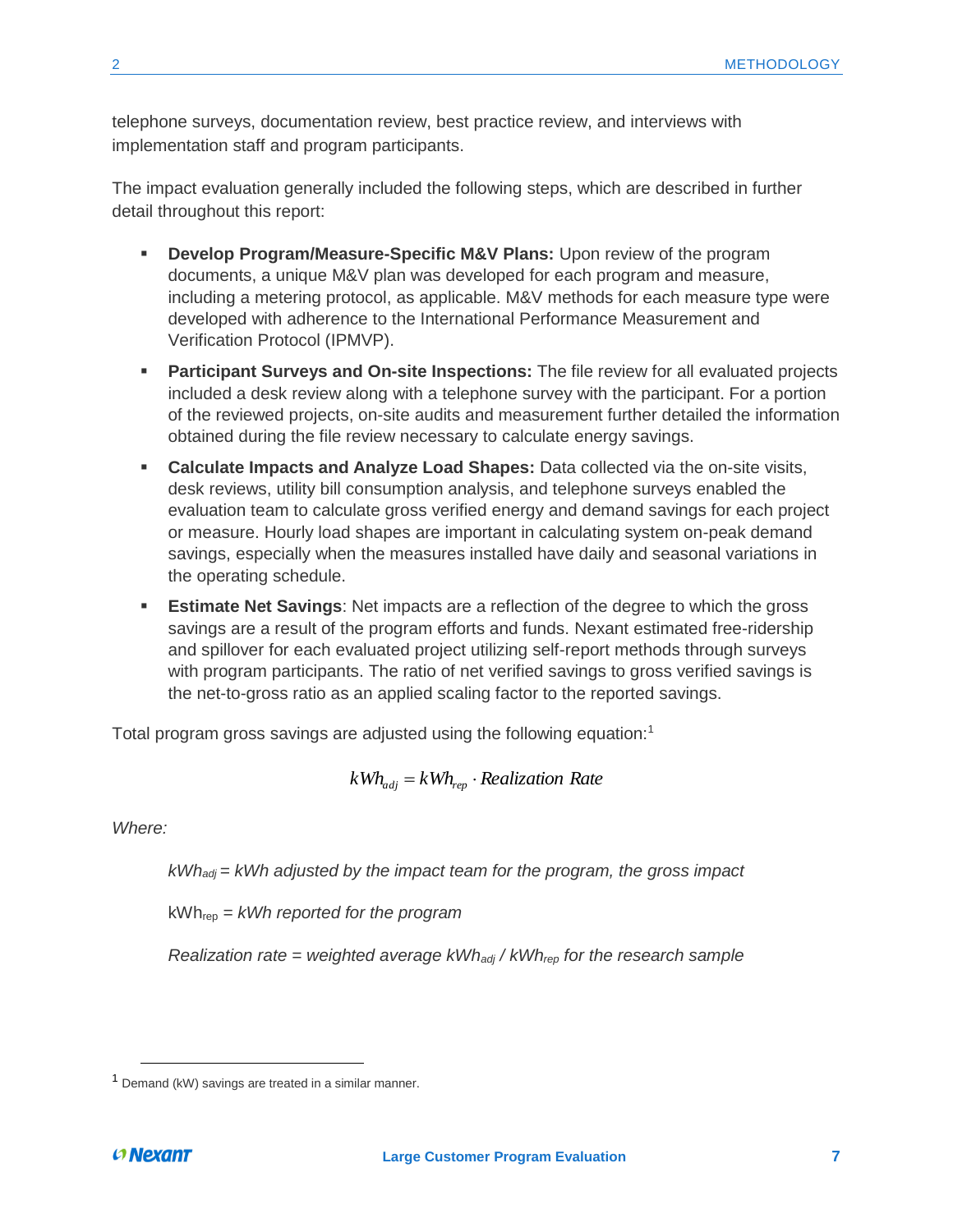telephone surveys, documentation review, best practice review, and interviews with implementation staff and program participants.

The impact evaluation generally included the following steps, which are described in further detail throughout this report:

- **Develop Program/Measure-Specific M&V Plans:** Upon review of the program documents, a unique M&V plan was developed for each program and measure, including a metering protocol, as applicable. M&V methods for each measure type were developed with adherence to the International Performance Measurement and Verification Protocol (IPMVP).
- **Participant Surveys and On-site Inspections:** The file review for all evaluated projects included a desk review along with a telephone survey with the participant. For a portion of the reviewed projects, on-site audits and measurement further detailed the information obtained during the file review necessary to calculate energy savings.
- **Calculate Impacts and Analyze Load Shapes:** Data collected via the on-site visits, desk reviews, utility bill consumption analysis, and telephone surveys enabled the evaluation team to calculate gross verified energy and demand savings for each project or measure. Hourly load shapes are important in calculating system on-peak demand savings, especially when the measures installed have daily and seasonal variations in the operating schedule.
- **Estimate Net Savings**: Net impacts are a reflection of the degree to which the gross savings are a result of the program efforts and funds. Nexant estimated free-ridership and spillover for each evaluated project utilizing self-report methods through surveys with program participants. The ratio of net verified savings to gross verified savings is the net-to-gross ratio as an applied scaling factor to the reported savings.

Total program gross savings are adjusted using the following equation:[1]

$$kWh_{adj} = kWh_{rep} \cdot Realization\ Rate$$

*Where:*

> $kWh_{adj}$ = *kWh adjusted by the impact team for the program, the gross impact*
>
> $kWh_{rep}$ = *kWh reported for the program*
>
> *Realization rate = weighted average* $kWh_{adj}$ / $kWh_{rep}$ *for the research sample*

[1] Demand (kW) savings are treated in a similar manner.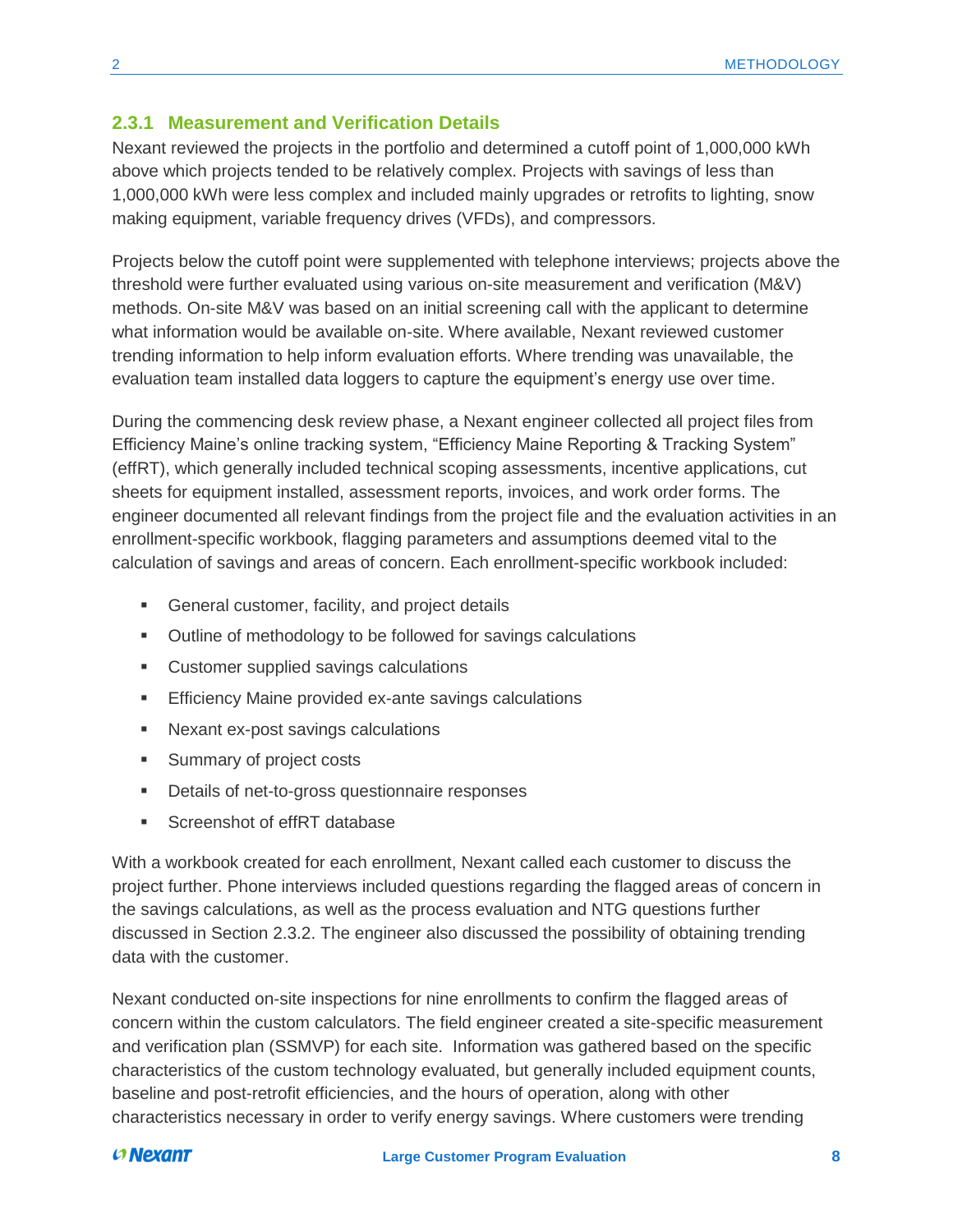### 2.3.1 Measurement and Verification Details

Nexant reviewed the projects in the portfolio and determined a cutoff point of 1,000,000 kWh above which projects tended to be relatively complex. Projects with savings of less than 1,000,000 kWh were less complex and included mainly upgrades or retrofits to lighting, snow making equipment, variable frequency drives (VFDs), and compressors.

Projects below the cutoff point were supplemented with telephone interviews; projects above the threshold were further evaluated using various on-site measurement and verification (M&V) methods. On-site M&V was based on an initial screening call with the applicant to determine what information would be available on-site. Where available, Nexant reviewed customer trending information to help inform evaluation efforts. Where trending was unavailable, the evaluation team installed data loggers to capture the equipment's energy use over time.

During the commencing desk review phase, a Nexant engineer collected all project files from Efficiency Maine's online tracking system, "Efficiency Maine Reporting & Tracking System" (effRT), which generally included technical scoping assessments, incentive applications, cut sheets for equipment installed, assessment reports, invoices, and work order forms. The engineer documented all relevant findings from the project file and the evaluation activities in an enrollment-specific workbook, flagging parameters and assumptions deemed vital to the calculation of savings and areas of concern. Each enrollment-specific workbook included:

- General customer, facility, and project details
- Outline of methodology to be followed for savings calculations
- Customer supplied savings calculations
- Efficiency Maine provided ex-ante savings calculations
- Nexant ex-post savings calculations
- Summary of project costs
- Details of net-to-gross questionnaire responses
- Screenshot of effRT database

With a workbook created for each enrollment, Nexant called each customer to discuss the project further. Phone interviews included questions regarding the flagged areas of concern in the savings calculations, as well as the process evaluation and NTG questions further discussed in Section 2.3.2. The engineer also discussed the possibility of obtaining trending data with the customer.

Nexant conducted on-site inspections for nine enrollments to confirm the flagged areas of concern within the custom calculators. The field engineer created a site-specific measurement and verification plan (SSMVP) for each site. Information was gathered based on the specific characteristics of the custom technology evaluated, but generally included equipment counts, baseline and post-retrofit efficiencies, and the hours of operation, along with other characteristics necessary in order to verify energy savings. Where customers were trending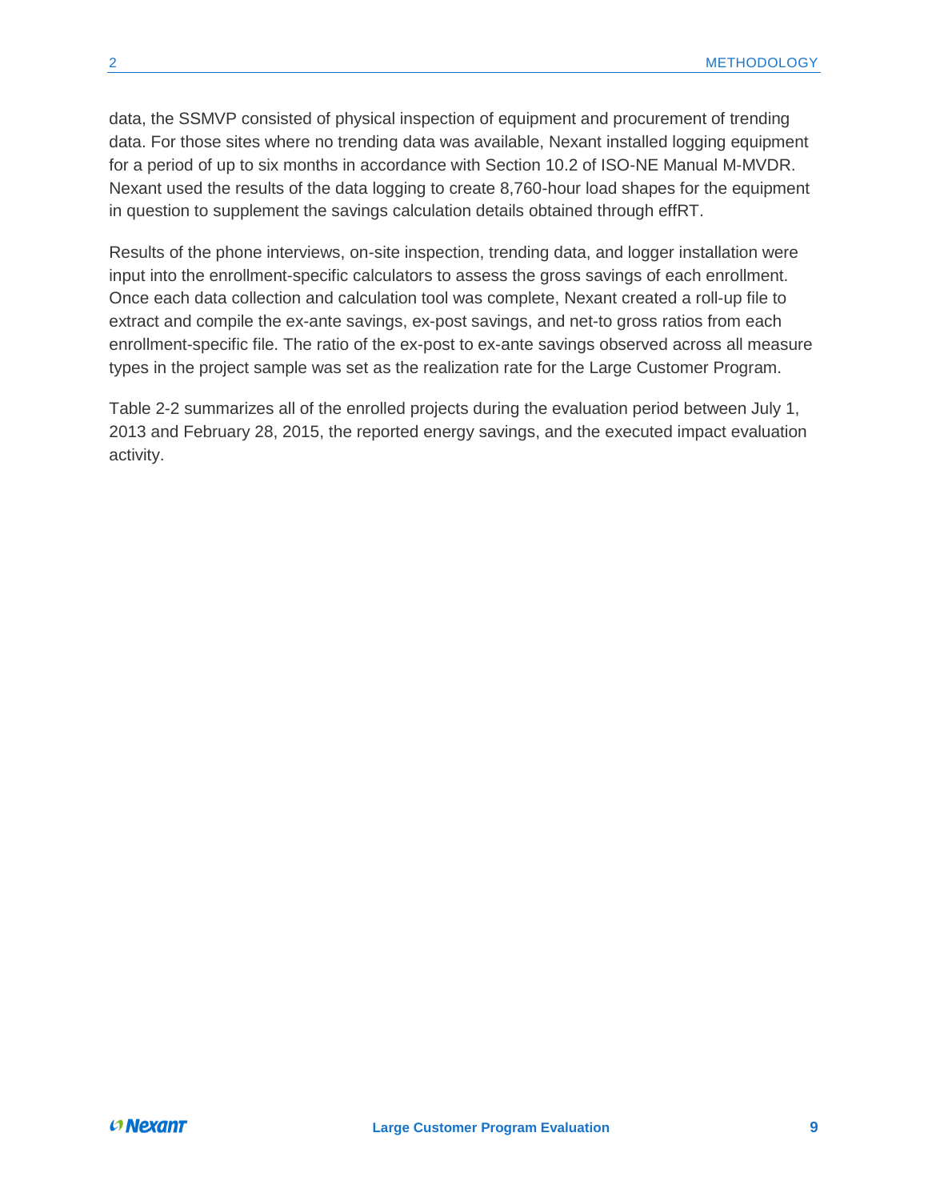data, the SSMVP consisted of physical inspection of equipment and procurement of trending data. For those sites where no trending data was available, Nexant installed logging equipment for a period of up to six months in accordance with Section 10.2 of ISO-NE Manual M-MVDR. Nexant used the results of the data logging to create 8,760-hour load shapes for the equipment in question to supplement the savings calculation details obtained through effRT.

Results of the phone interviews, on-site inspection, trending data, and logger installation were input into the enrollment-specific calculators to assess the gross savings of each enrollment. Once each data collection and calculation tool was complete, Nexant created a roll-up file to extract and compile the ex-ante savings, ex-post savings, and net-to gross ratios from each enrollment-specific file. The ratio of the ex-post to ex-ante savings observed across all measure types in the project sample was set as the realization rate for the Large Customer Program.

Table 2-2 summarizes all of the enrolled projects during the evaluation period between July 1, 2013 and February 28, 2015, the reported energy savings, and the executed impact evaluation activity.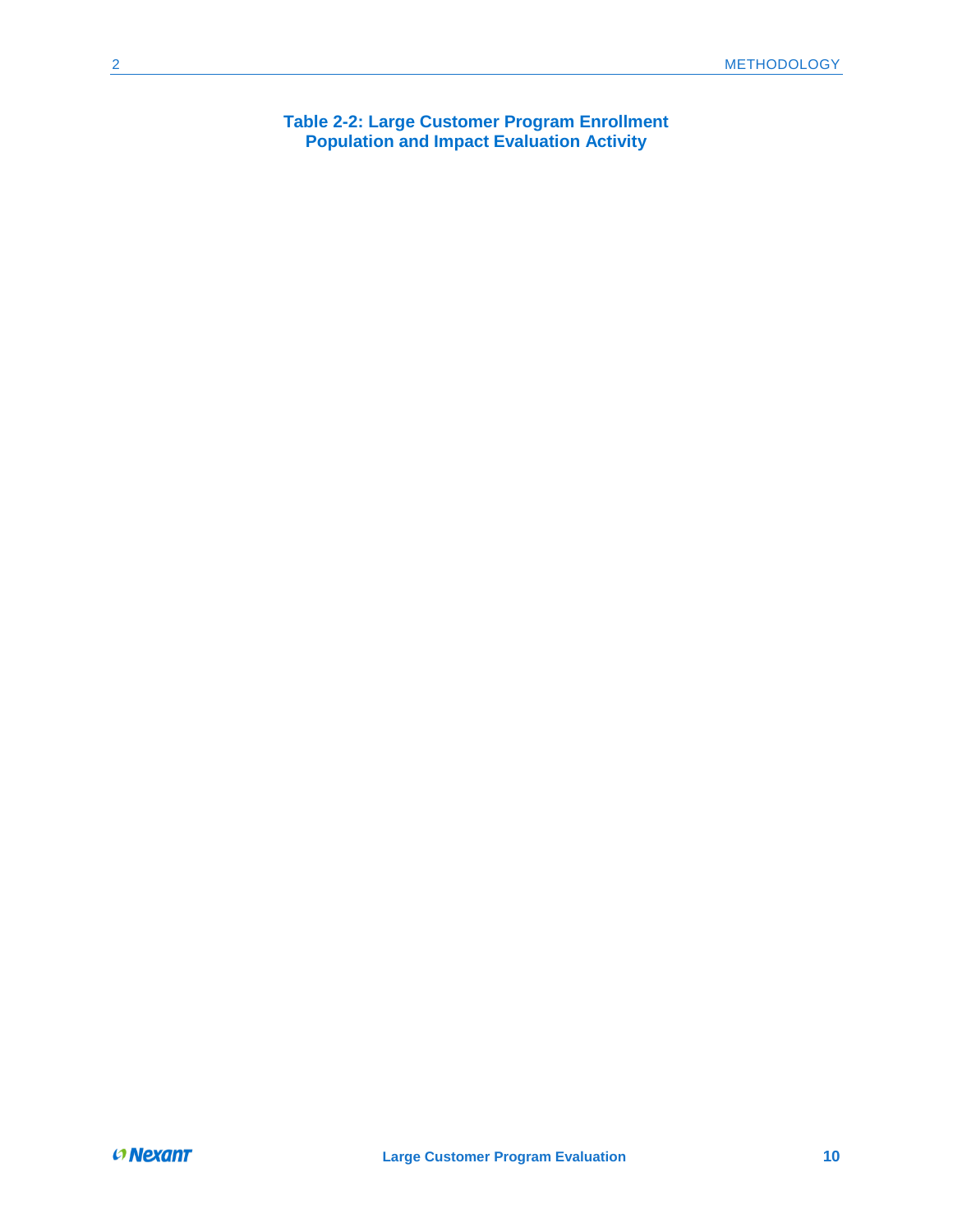**Table 2-2: Large Customer Program Enrollment Population and Impact Evaluation Activity**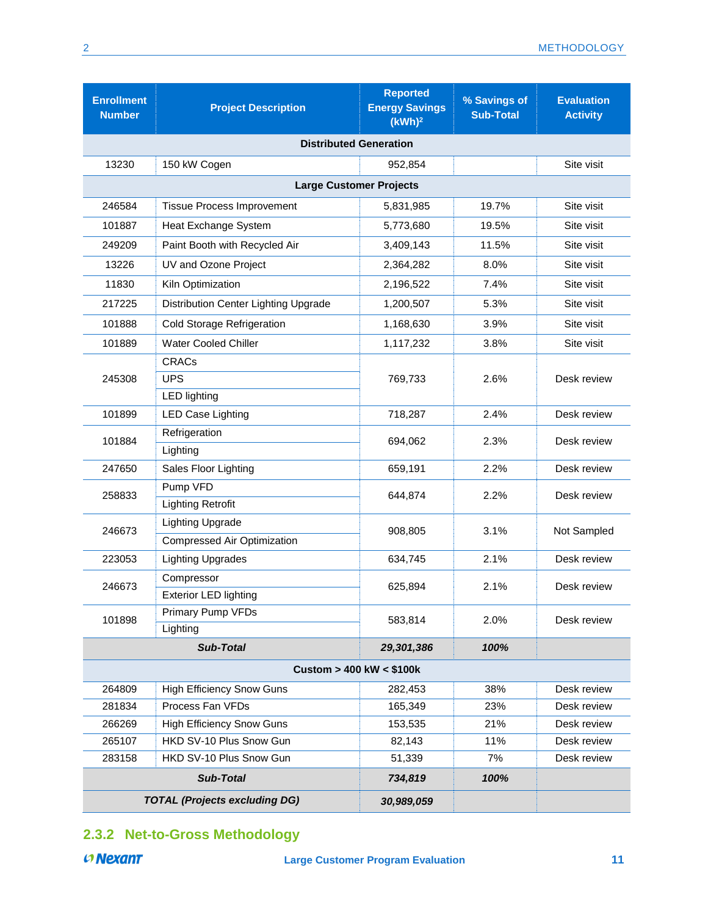| Enrollment Number | Project Description | Reported Energy Savings (kWh)[2] | % Savings of Sub-Total | Evaluation Activity |
|---|---|---|---|---|
| **Distributed Generation** | | | | |
| 13230 | 150 kW Cogen | 952,854 | | Site visit |
| **Large Customer Projects** | | | | |
| 246584 | Tissue Process Improvement | 5,831,985 | 19.7% | Site visit |
| 101887 | Heat Exchange System | 5,773,680 | 19.5% | Site visit |
| 249209 | Paint Booth with Recycled Air | 3,409,143 | 11.5% | Site visit |
| 13226 | UV and Ozone Project | 2,364,282 | 8.0% | Site visit |
| 11830 | Kiln Optimization | 2,196,522 | 7.4% | Site visit |
| 217225 | Distribution Center Lighting Upgrade | 1,200,507 | 5.3% | Site visit |
| 101888 | Cold Storage Refrigeration | 1,168,630 | 3.9% | Site visit |
| 101889 | Water Cooled Chiller | 1,117,232 | 3.8% | Site visit |
| 245308 | CRACs<br>UPS<br>LED lighting | 769,733 | 2.6% | Desk review |
| 101899 | LED Case Lighting | 718,287 | 2.4% | Desk review |
| 101884 | Refrigeration<br>Lighting | 694,062 | 2.3% | Desk review |
| 247650 | Sales Floor Lighting | 659,191 | 2.2% | Desk review |
| 258833 | Pump VFD<br>Lighting Retrofit | 644,874 | 2.2% | Desk review |
| 246673 | Lighting Upgrade<br>Compressed Air Optimization | 908,805 | 3.1% | Not Sampled |
| 223053 | Lighting Upgrades | 634,745 | 2.1% | Desk review |
| 246673 | Compressor<br>Exterior LED lighting | 625,894 | 2.1% | Desk review |
| 101898 | Primary Pump VFDs<br>Lighting | 583,814 | 2.0% | Desk review |
| ***Sub-Total*** | | ***29,301,386*** | ***100%*** | |
| **Custom > 400 kW < $100k** | | | | |
| 264809 | High Efficiency Snow Guns | 282,453 | 38% | Desk review |
| 281834 | Process Fan VFDs | 165,349 | 23% | Desk review |
| 266269 | High Efficiency Snow Guns | 153,535 | 21% | Desk review |
| 265107 | HKD SV-10 Plus Snow Gun | 82,143 | 11% | Desk review |
| 283158 | HKD SV-10 Plus Snow Gun | 51,339 | 7% | Desk review |
| ***Sub-Total*** | | ***734,819*** | ***100%*** | |
| ***TOTAL (Projects excluding DG)*** | | ***30,989,059*** | | |

### 2.3.2 Net-to-Gross Methodology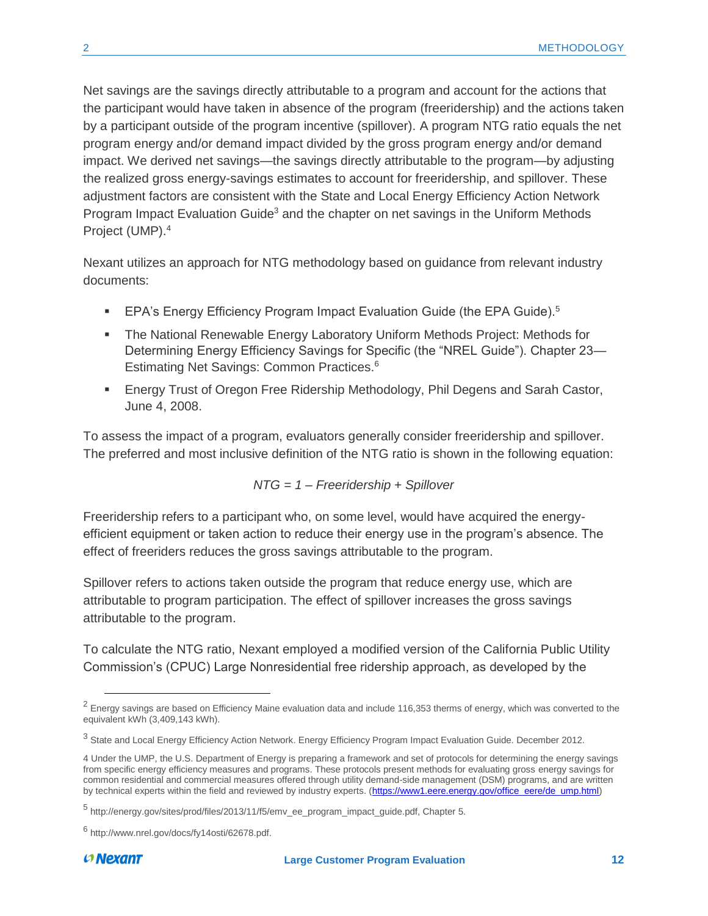Net savings are the savings directly attributable to a program and account for the actions that the participant would have taken in absence of the program (freeridership) and the actions taken by a participant outside of the program incentive (spillover). A program NTG ratio equals the net program energy and/or demand impact divided by the gross program energy and/or demand impact. We derived net savings—the savings directly attributable to the program—by adjusting the realized gross energy-savings estimates to account for freeridership, and spillover. These adjustment factors are consistent with the State and Local Energy Efficiency Action Network Program Impact Evaluation Guide[3] and the chapter on net savings in the Uniform Methods Project (UMP).[4]

Nexant utilizes an approach for NTG methodology based on guidance from relevant industry documents:

- EPA's Energy Efficiency Program Impact Evaluation Guide (the EPA Guide).[5]
- The National Renewable Energy Laboratory Uniform Methods Project: Methods for Determining Energy Efficiency Savings for Specific (the "NREL Guide"). Chapter 23—Estimating Net Savings: Common Practices.[6]
- Energy Trust of Oregon Free Ridership Methodology, Phil Degens and Sarah Castor, June 4, 2008.

To assess the impact of a program, evaluators generally consider freeridership and spillover. The preferred and most inclusive definition of the NTG ratio is shown in the following equation:

$$NTG = 1 - Freeridership + Spillover$$

Freeridership refers to a participant who, on some level, would have acquired the energy-efficient equipment or taken action to reduce their energy use in the program's absence. The effect of freeriders reduces the gross savings attributable to the program.

Spillover refers to actions taken outside the program that reduce energy use, which are attributable to program participation. The effect of spillover increases the gross savings attributable to the program.

To calculate the NTG ratio, Nexant employed a modified version of the California Public Utility Commission's (CPUC) Large Nonresidential free ridership approach, as developed by the

---

[2] Energy savings are based on Efficiency Maine evaluation data and include 116,353 therms of energy, which was converted to the equivalent kWh (3,409,143 kWh).

[3] State and Local Energy Efficiency Action Network. Energy Efficiency Program Impact Evaluation Guide. December 2012.

[4] Under the UMP, the U.S. Department of Energy is preparing a framework and set of protocols for determining the energy savings from specific energy efficiency measures and programs. These protocols present methods for evaluating gross energy savings for common residential and commercial measures offered through utility demand-side management (DSM) programs, and are written by technical experts within the field and reviewed by industry experts. (https://www1.eere.energy.gov/office_eere/de_ump.html)

[5] http://energy.gov/sites/prod/files/2013/11/f5/emv_ee_program_impact_guide.pdf, Chapter 5.

[6] http://www.nrel.gov/docs/fy14osti/62678.pdf.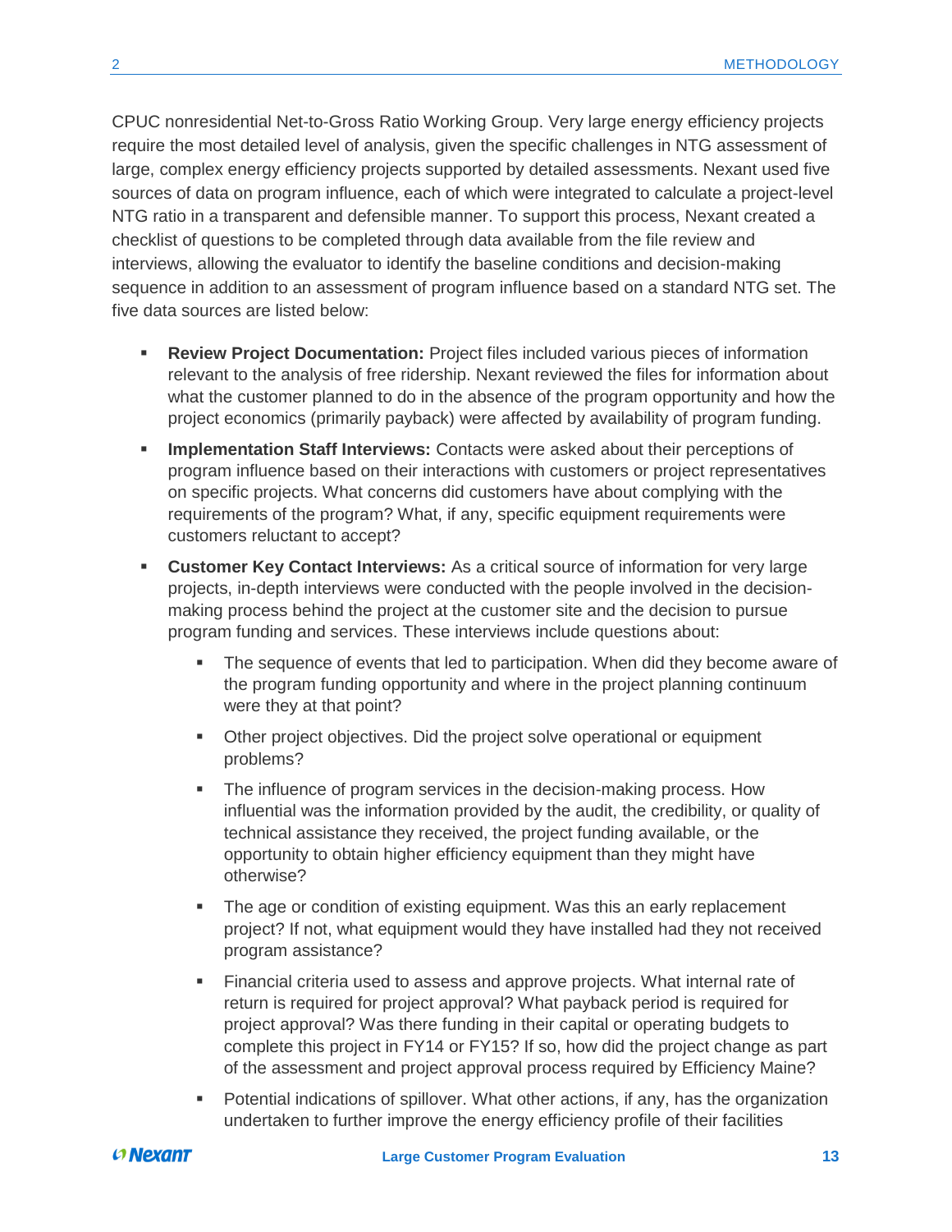CPUC nonresidential Net-to-Gross Ratio Working Group. Very large energy efficiency projects require the most detailed level of analysis, given the specific challenges in NTG assessment of large, complex energy efficiency projects supported by detailed assessments. Nexant used five sources of data on program influence, each of which were integrated to calculate a project-level NTG ratio in a transparent and defensible manner. To support this process, Nexant created a checklist of questions to be completed through data available from the file review and interviews, allowing the evaluator to identify the baseline conditions and decision-making sequence in addition to an assessment of program influence based on a standard NTG set. The five data sources are listed below:

- **Review Project Documentation:** Project files included various pieces of information relevant to the analysis of free ridership. Nexant reviewed the files for information about what the customer planned to do in the absence of the program opportunity and how the project economics (primarily payback) were affected by availability of program funding.
- **Implementation Staff Interviews:** Contacts were asked about their perceptions of program influence based on their interactions with customers or project representatives on specific projects. What concerns did customers have about complying with the requirements of the program? What, if any, specific equipment requirements were customers reluctant to accept?
- **Customer Key Contact Interviews:** As a critical source of information for very large projects, in-depth interviews were conducted with the people involved in the decision-making process behind the project at the customer site and the decision to pursue program funding and services. These interviews include questions about:
  - The sequence of events that led to participation. When did they become aware of the program funding opportunity and where in the project planning continuum were they at that point?
  - Other project objectives. Did the project solve operational or equipment problems?
  - The influence of program services in the decision-making process. How influential was the information provided by the audit, the credibility, or quality of technical assistance they received, the project funding available, or the opportunity to obtain higher efficiency equipment than they might have otherwise?
  - The age or condition of existing equipment. Was this an early replacement project? If not, what equipment would they have installed had they not received program assistance?
  - Financial criteria used to assess and approve projects. What internal rate of return is required for project approval? What payback period is required for project approval? Was there funding in their capital or operating budgets to complete this project in FY14 or FY15? If so, how did the project change as part of the assessment and project approval process required by Efficiency Maine?
  - Potential indications of spillover. What other actions, if any, has the organization undertaken to further improve the energy efficiency profile of their facilities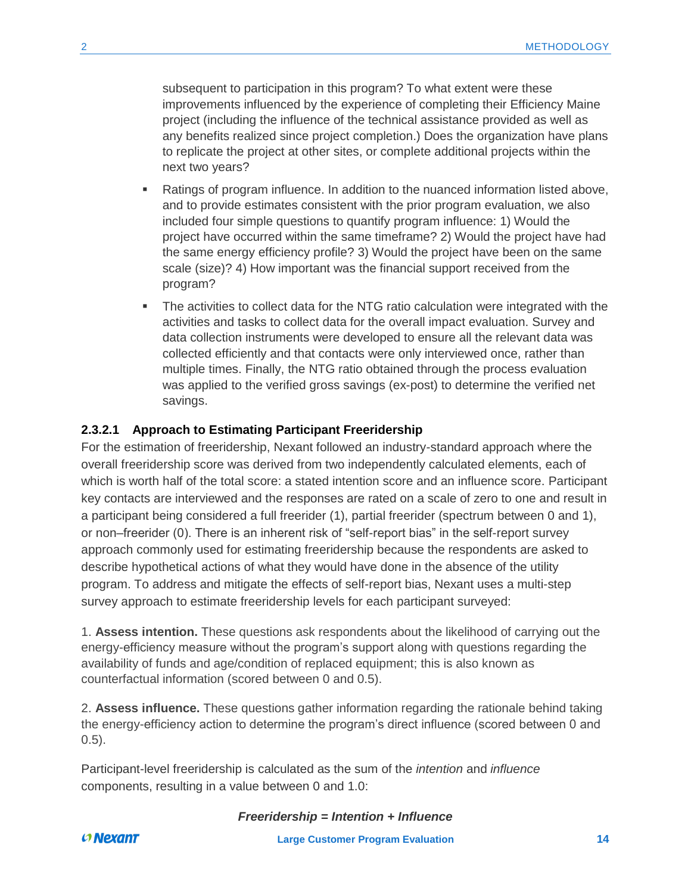subsequent to participation in this program? To what extent were these improvements influenced by the experience of completing their Efficiency Maine project (including the influence of the technical assistance provided as well as any benefits realized since project completion.) Does the organization have plans to replicate the project at other sites, or complete additional projects within the next two years?

- Ratings of program influence. In addition to the nuanced information listed above, and to provide estimates consistent with the prior program evaluation, we also included four simple questions to quantify program influence: 1) Would the project have occurred within the same timeframe? 2) Would the project have had the same energy efficiency profile? 3) Would the project have been on the same scale (size)? 4) How important was the financial support received from the program?
- The activities to collect data for the NTG ratio calculation were integrated with the activities and tasks to collect data for the overall impact evaluation. Survey and data collection instruments were developed to ensure all the relevant data was collected efficiently and that contacts were only interviewed once, rather than multiple times. Finally, the NTG ratio obtained through the process evaluation was applied to the verified gross savings (ex-post) to determine the verified net savings.

#### 2.3.2.1 Approach to Estimating Participant Freeridership

For the estimation of freeridership, Nexant followed an industry-standard approach where the overall freeridership score was derived from two independently calculated elements, each of which is worth half of the total score: a stated intention score and an influence score. Participant key contacts are interviewed and the responses are rated on a scale of zero to one and result in a participant being considered a full freerider (1), partial freerider (spectrum between 0 and 1), or non–freerider (0). There is an inherent risk of "self-report bias" in the self-report survey approach commonly used for estimating freeridership because the respondents are asked to describe hypothetical actions of what they would have done in the absence of the utility program. To address and mitigate the effects of self-report bias, Nexant uses a multi-step survey approach to estimate freeridership levels for each participant surveyed:

1. **Assess intention.** These questions ask respondents about the likelihood of carrying out the energy-efficiency measure without the program's support along with questions regarding the availability of funds and age/condition of replaced equipment; this is also known as counterfactual information (scored between 0 and 0.5).

2. **Assess influence.** These questions gather information regarding the rationale behind taking the energy-efficiency action to determine the program's direct influence (scored between 0 and 0.5).

Participant-level freeridership is calculated as the sum of the *intention* and *influence* components, resulting in a value between 0 and 1.0:

***Freeridership = Intention + Influence***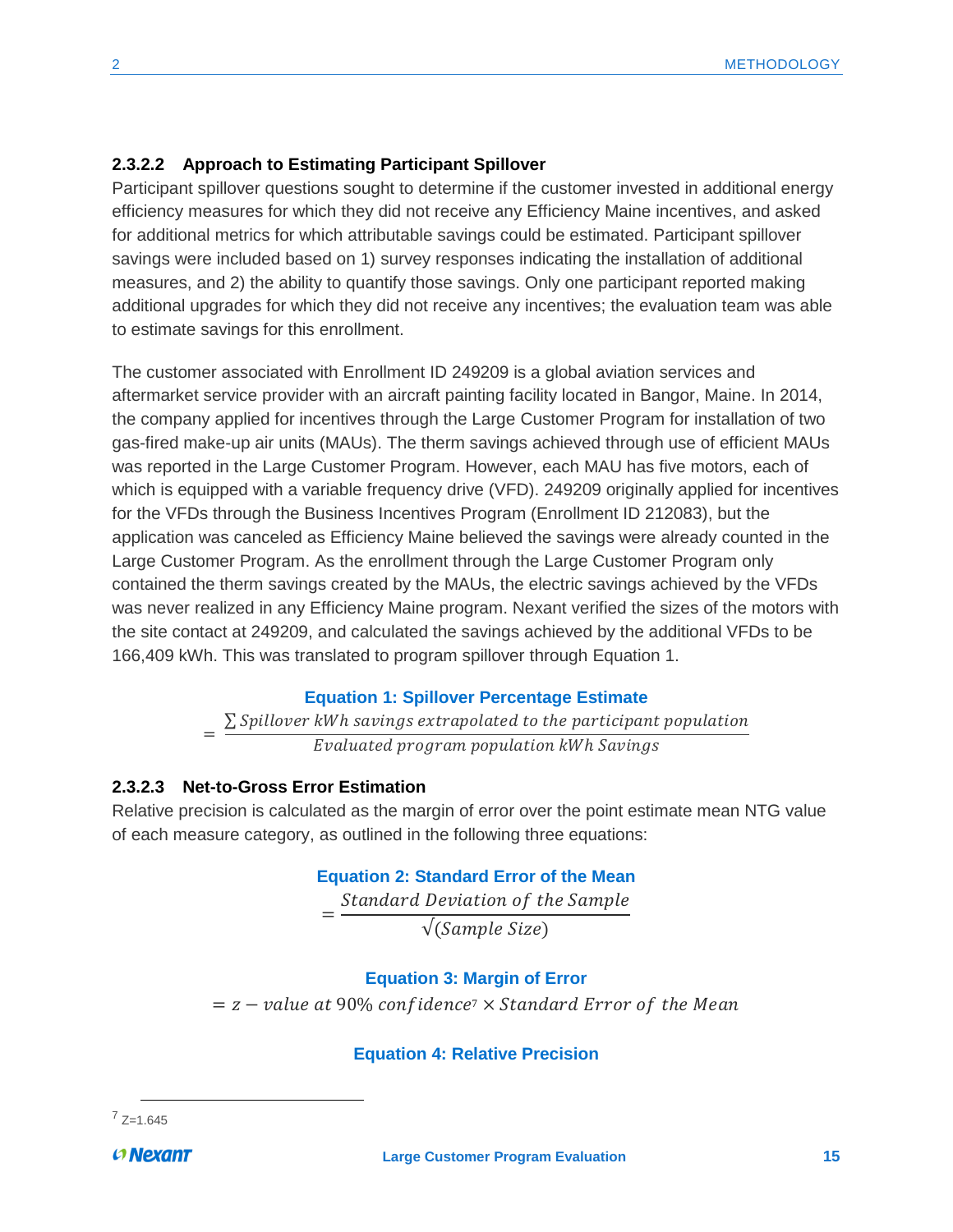#### 2.3.2.2 Approach to Estimating Participant Spillover

Participant spillover questions sought to determine if the customer invested in additional energy efficiency measures for which they did not receive any Efficiency Maine incentives, and asked for additional metrics for which attributable savings could be estimated. Participant spillover savings were included based on 1) survey responses indicating the installation of additional measures, and 2) the ability to quantify those savings. Only one participant reported making additional upgrades for which they did not receive any incentives; the evaluation team was able to estimate savings for this enrollment.

The customer associated with Enrollment ID 249209 is a global aviation services and aftermarket service provider with an aircraft painting facility located in Bangor, Maine. In 2014, the company applied for incentives through the Large Customer Program for installation of two gas-fired make-up air units (MAUs). The therm savings achieved through use of efficient MAUs was reported in the Large Customer Program. However, each MAU has five motors, each of which is equipped with a variable frequency drive (VFD). 249209 originally applied for incentives for the VFDs through the Business Incentives Program (Enrollment ID 212083), but the application was canceled as Efficiency Maine believed the savings were already counted in the Large Customer Program. As the enrollment through the Large Customer Program only contained the therm savings created by the MAUs, the electric savings achieved by the VFDs was never realized in any Efficiency Maine program. Nexant verified the sizes of the motors with the site contact at 249209, and calculated the savings achieved by the additional VFDs to be 166,409 kWh. This was translated to program spillover through Equation 1.

**Equation 1: Spillover Percentage Estimate**

$$= \frac{\sum Spillover\ kWh\ savings\ extrapolated\ to\ the\ participant\ population}{Evaluated\ program\ population\ kWh\ Savings}$$

#### 2.3.2.3 Net-to-Gross Error Estimation

Relative precision is calculated as the margin of error over the point estimate mean NTG value of each measure category, as outlined in the following three equations:

**Equation 2: Standard Error of the Mean**

$$= \frac{Standard\ Deviation\ of\ the\ Sample}{\sqrt{(Sample\ Size)}}$$

**Equation 3: Margin of Error**

$$= z - value\ at\ 90\%\ confidence[7] \times Standard\ Error\ of\ the\ Mean$$

**Equation 4: Relative Precision**

[7] Z=1.645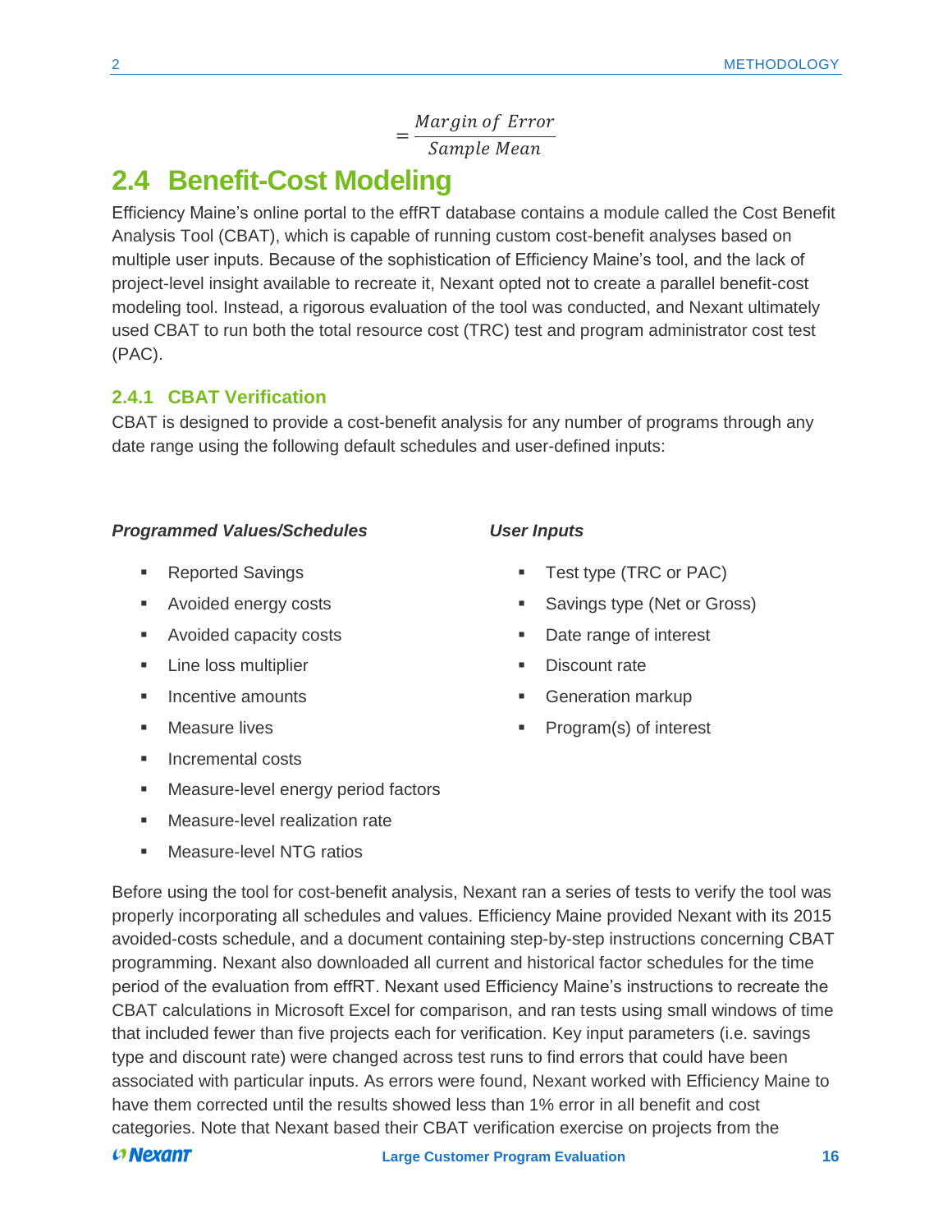$$= \frac{Margin\ of\ Error}{Sample\ Mean}$$

## 2.4 Benefit-Cost Modeling

Efficiency Maine's online portal to the effRT database contains a module called the Cost Benefit Analysis Tool (CBAT), which is capable of running custom cost-benefit analyses based on multiple user inputs. Because of the sophistication of Efficiency Maine's tool, and the lack of project-level insight available to recreate it, Nexant opted not to create a parallel benefit-cost modeling tool. Instead, a rigorous evaluation of the tool was conducted, and Nexant ultimately used CBAT to run both the total resource cost (TRC) test and program administrator cost test (PAC).

### 2.4.1 CBAT Verification

CBAT is designed to provide a cost-benefit analysis for any number of programs through any date range using the following default schedules and user-defined inputs:

***Programmed Values/Schedules***

- Reported Savings
- Avoided energy costs
- Avoided capacity costs
- Line loss multiplier
- Incentive amounts
- Measure lives
- Incremental costs
- Measure-level energy period factors
- Measure-level realization rate
- Measure-level NTG ratios

***User Inputs***

- Test type (TRC or PAC)
- Savings type (Net or Gross)
- Date range of interest
- Discount rate
- Generation markup
- Program(s) of interest

Before using the tool for cost-benefit analysis, Nexant ran a series of tests to verify the tool was properly incorporating all schedules and values. Efficiency Maine provided Nexant with its 2015 avoided-costs schedule, and a document containing step-by-step instructions concerning CBAT programming. Nexant also downloaded all current and historical factor schedules for the time period of the evaluation from effRT. Nexant used Efficiency Maine's instructions to recreate the CBAT calculations in Microsoft Excel for comparison, and ran tests using small windows of time that included fewer than five projects each for verification. Key input parameters (i.e. savings type and discount rate) were changed across test runs to find errors that could have been associated with particular inputs. As errors were found, Nexant worked with Efficiency Maine to have them corrected until the results showed less than 1% error in all benefit and cost categories. Note that Nexant based their CBAT verification exercise on projects from the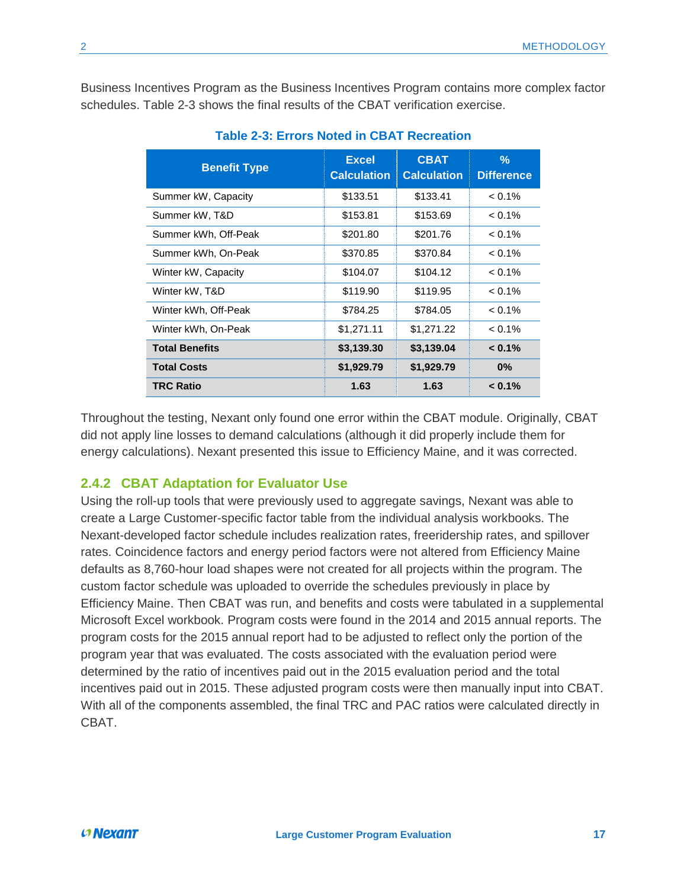Business Incentives Program as the Business Incentives Program contains more complex factor schedules. Table 2-3 shows the final results of the CBAT verification exercise.

**Table 2-3: Errors Noted in CBAT Recreation**

| Benefit Type | Excel Calculation | CBAT Calculation | % Difference |
|---|---|---|---|
| Summer kW, Capacity | $133.51 | $133.41 | < 0.1% |
| Summer kW, T&D | $153.81 | $153.69 | < 0.1% |
| Summer kWh, Off-Peak | $201.80 | $201.76 | < 0.1% |
| Summer kWh, On-Peak | $370.85 | $370.84 | < 0.1% |
| Winter kW, Capacity | $104.07 | $104.12 | < 0.1% |
| Winter kW, T&D | $119.90 | $119.95 | < 0.1% |
| Winter kWh, Off-Peak | $784.25 | $784.05 | < 0.1% |
| Winter kWh, On-Peak | $1,271.11 | $1,271.22 | < 0.1% |
| **Total Benefits** | **$3,139.30** | **$3,139.04** | **< 0.1%** |
| **Total Costs** | **$1,929.79** | **$1,929.79** | **0%** |
| **TRC Ratio** | **1.63** | **1.63** | **< 0.1%** |

Throughout the testing, Nexant only found one error within the CBAT module. Originally, CBAT did not apply line losses to demand calculations (although it did properly include them for energy calculations). Nexant presented this issue to Efficiency Maine, and it was corrected.

### 2.4.2 CBAT Adaptation for Evaluator Use

Using the roll-up tools that were previously used to aggregate savings, Nexant was able to create a Large Customer-specific factor table from the individual analysis workbooks. The Nexant-developed factor schedule includes realization rates, freeridership rates, and spillover rates. Coincidence factors and energy period factors were not altered from Efficiency Maine defaults as 8,760-hour load shapes were not created for all projects within the program. The custom factor schedule was uploaded to override the schedules previously in place by Efficiency Maine. Then CBAT was run, and benefits and costs were tabulated in a supplemental Microsoft Excel workbook. Program costs were found in the 2014 and 2015 annual reports. The program costs for the 2015 annual report had to be adjusted to reflect only the portion of the program year that was evaluated. The costs associated with the evaluation period were determined by the ratio of incentives paid out in the 2015 evaluation period and the total incentives paid out in 2015. These adjusted program costs were then manually input into CBAT. With all of the components assembled, the final TRC and PAC ratios were calculated directly in CBAT.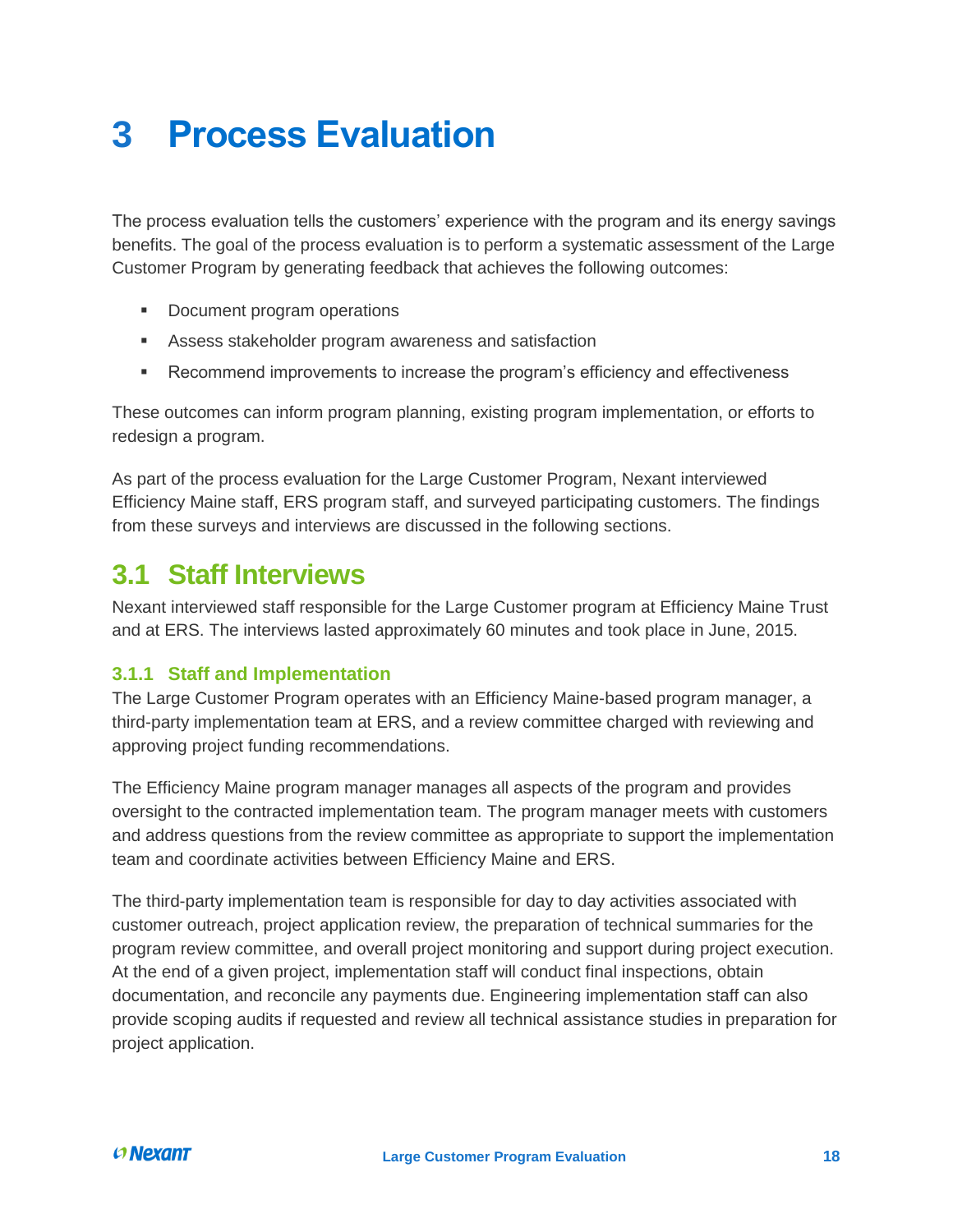# 3 Process Evaluation

The process evaluation tells the customers' experience with the program and its energy savings benefits. The goal of the process evaluation is to perform a systematic assessment of the Large Customer Program by generating feedback that achieves the following outcomes:

- Document program operations
- Assess stakeholder program awareness and satisfaction
- Recommend improvements to increase the program's efficiency and effectiveness

These outcomes can inform program planning, existing program implementation, or efforts to redesign a program.

As part of the process evaluation for the Large Customer Program, Nexant interviewed Efficiency Maine staff, ERS program staff, and surveyed participating customers. The findings from these surveys and interviews are discussed in the following sections.

## 3.1 Staff Interviews

Nexant interviewed staff responsible for the Large Customer program at Efficiency Maine Trust and at ERS. The interviews lasted approximately 60 minutes and took place in June, 2015.

### 3.1.1 Staff and Implementation

The Large Customer Program operates with an Efficiency Maine-based program manager, a third-party implementation team at ERS, and a review committee charged with reviewing and approving project funding recommendations.

The Efficiency Maine program manager manages all aspects of the program and provides oversight to the contracted implementation team. The program manager meets with customers and address questions from the review committee as appropriate to support the implementation team and coordinate activities between Efficiency Maine and ERS.

The third-party implementation team is responsible for day to day activities associated with customer outreach, project application review, the preparation of technical summaries for the program review committee, and overall project monitoring and support during project execution. At the end of a given project, implementation staff will conduct final inspections, obtain documentation, and reconcile any payments due. Engineering implementation staff can also provide scoping audits if requested and review all technical assistance studies in preparation for project application.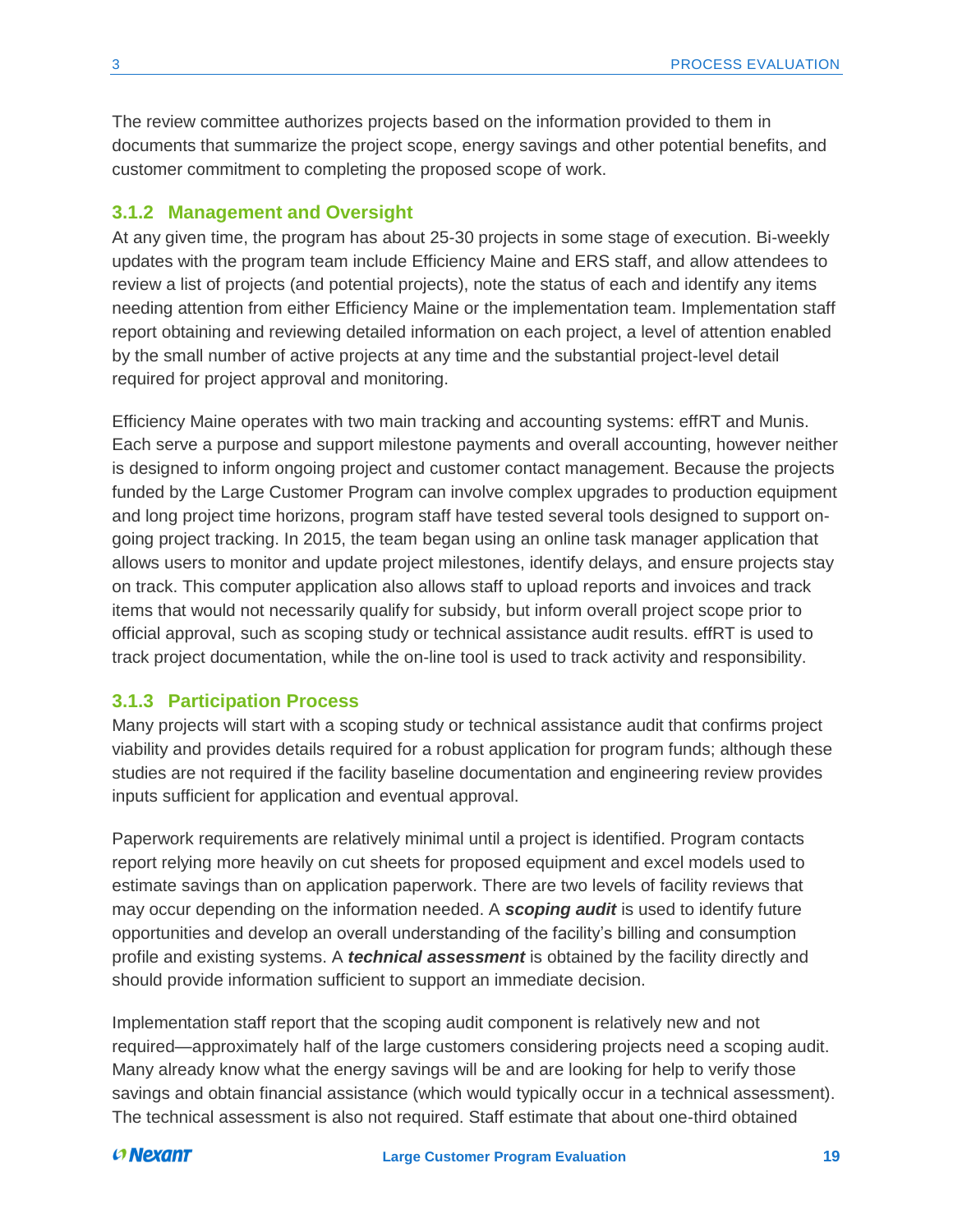The review committee authorizes projects based on the information provided to them in documents that summarize the project scope, energy savings and other potential benefits, and customer commitment to completing the proposed scope of work.

### 3.1.2 Management and Oversight

At any given time, the program has about 25-30 projects in some stage of execution. Bi-weekly updates with the program team include Efficiency Maine and ERS staff, and allow attendees to review a list of projects (and potential projects), note the status of each and identify any items needing attention from either Efficiency Maine or the implementation team. Implementation staff report obtaining and reviewing detailed information on each project, a level of attention enabled by the small number of active projects at any time and the substantial project-level detail required for project approval and monitoring.

Efficiency Maine operates with two main tracking and accounting systems: effRT and Munis. Each serve a purpose and support milestone payments and overall accounting, however neither is designed to inform ongoing project and customer contact management. Because the projects funded by the Large Customer Program can involve complex upgrades to production equipment and long project time horizons, program staff have tested several tools designed to support on-going project tracking. In 2015, the team began using an online task manager application that allows users to monitor and update project milestones, identify delays, and ensure projects stay on track. This computer application also allows staff to upload reports and invoices and track items that would not necessarily qualify for subsidy, but inform overall project scope prior to official approval, such as scoping study or technical assistance audit results. effRT is used to track project documentation, while the on-line tool is used to track activity and responsibility.

### 3.1.3 Participation Process

Many projects will start with a scoping study or technical assistance audit that confirms project viability and provides details required for a robust application for program funds; although these studies are not required if the facility baseline documentation and engineering review provides inputs sufficient for application and eventual approval.

Paperwork requirements are relatively minimal until a project is identified. Program contacts report relying more heavily on cut sheets for proposed equipment and excel models used to estimate savings than on application paperwork. There are two levels of facility reviews that may occur depending on the information needed. A ***scoping audit*** is used to identify future opportunities and develop an overall understanding of the facility's billing and consumption profile and existing systems. A ***technical assessment*** is obtained by the facility directly and should provide information sufficient to support an immediate decision.

Implementation staff report that the scoping audit component is relatively new and not required—approximately half of the large customers considering projects need a scoping audit. Many already know what the energy savings will be and are looking for help to verify those savings and obtain financial assistance (which would typically occur in a technical assessment). The technical assessment is also not required. Staff estimate that about one-third obtained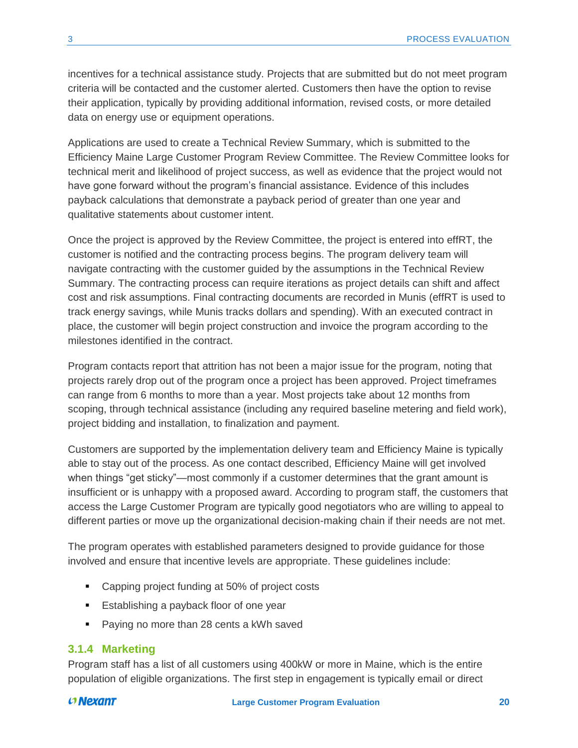incentives for a technical assistance study. Projects that are submitted but do not meet program criteria will be contacted and the customer alerted. Customers then have the option to revise their application, typically by providing additional information, revised costs, or more detailed data on energy use or equipment operations.

Applications are used to create a Technical Review Summary, which is submitted to the Efficiency Maine Large Customer Program Review Committee. The Review Committee looks for technical merit and likelihood of project success, as well as evidence that the project would not have gone forward without the program's financial assistance. Evidence of this includes payback calculations that demonstrate a payback period of greater than one year and qualitative statements about customer intent.

Once the project is approved by the Review Committee, the project is entered into effRT, the customer is notified and the contracting process begins. The program delivery team will navigate contracting with the customer guided by the assumptions in the Technical Review Summary. The contracting process can require iterations as project details can shift and affect cost and risk assumptions. Final contracting documents are recorded in Munis (effRT is used to track energy savings, while Munis tracks dollars and spending). With an executed contract in place, the customer will begin project construction and invoice the program according to the milestones identified in the contract.

Program contacts report that attrition has not been a major issue for the program, noting that projects rarely drop out of the program once a project has been approved. Project timeframes can range from 6 months to more than a year. Most projects take about 12 months from scoping, through technical assistance (including any required baseline metering and field work), project bidding and installation, to finalization and payment.

Customers are supported by the implementation delivery team and Efficiency Maine is typically able to stay out of the process. As one contact described, Efficiency Maine will get involved when things "get sticky"—most commonly if a customer determines that the grant amount is insufficient or is unhappy with a proposed award. According to program staff, the customers that access the Large Customer Program are typically good negotiators who are willing to appeal to different parties or move up the organizational decision-making chain if their needs are not met.

The program operates with established parameters designed to provide guidance for those involved and ensure that incentive levels are appropriate. These guidelines include:

- Capping project funding at 50% of project costs
- Establishing a payback floor of one year
- Paying no more than 28 cents a kWh saved

### 3.1.4 Marketing

Program staff has a list of all customers using 400kW or more in Maine, which is the entire population of eligible organizations. The first step in engagement is typically email or direct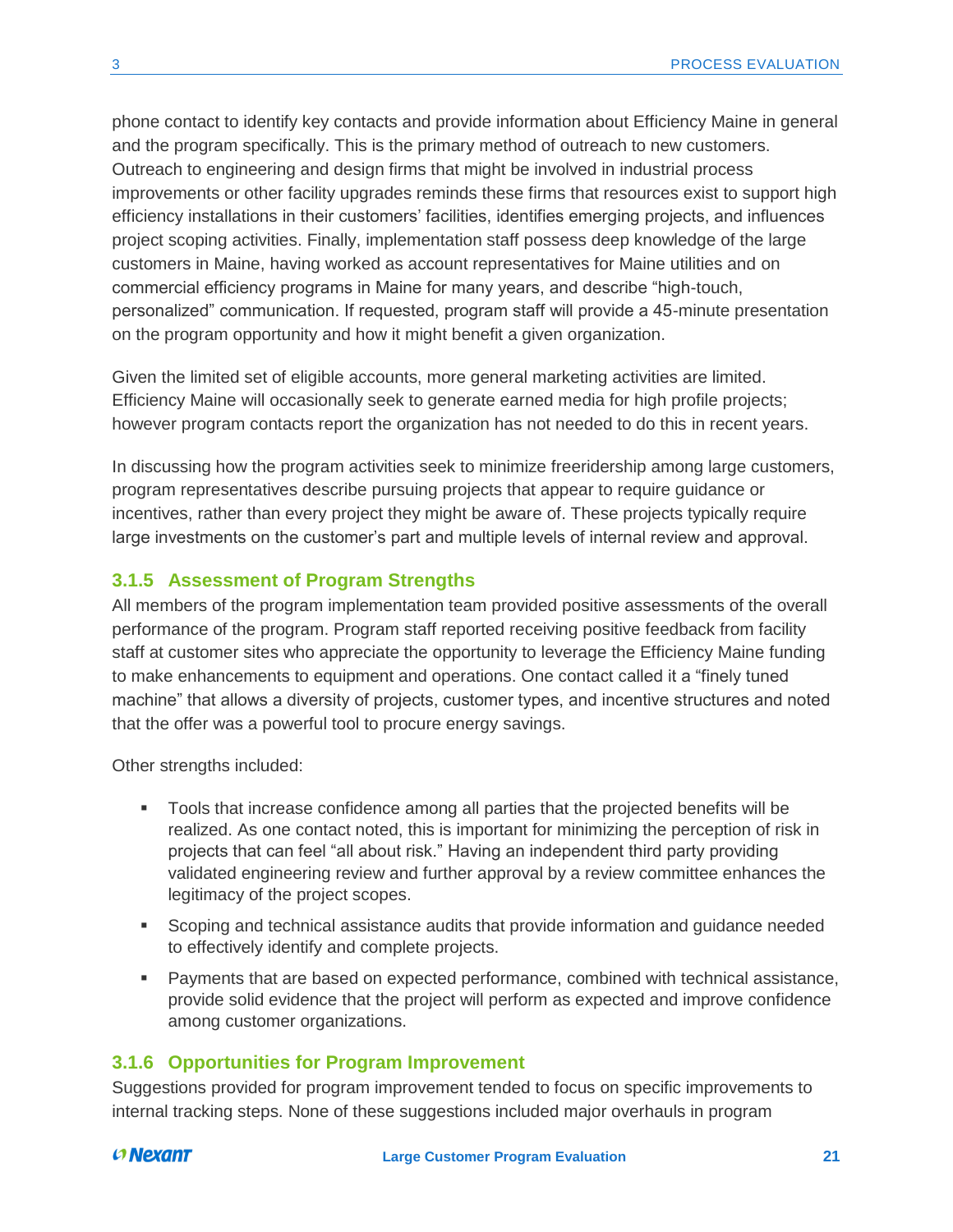phone contact to identify key contacts and provide information about Efficiency Maine in general and the program specifically. This is the primary method of outreach to new customers. Outreach to engineering and design firms that might be involved in industrial process improvements or other facility upgrades reminds these firms that resources exist to support high efficiency installations in their customers' facilities, identifies emerging projects, and influences project scoping activities. Finally, implementation staff possess deep knowledge of the large customers in Maine, having worked as account representatives for Maine utilities and on commercial efficiency programs in Maine for many years, and describe "high-touch, personalized" communication. If requested, program staff will provide a 45-minute presentation on the program opportunity and how it might benefit a given organization.

Given the limited set of eligible accounts, more general marketing activities are limited. Efficiency Maine will occasionally seek to generate earned media for high profile projects; however program contacts report the organization has not needed to do this in recent years.

In discussing how the program activities seek to minimize freeridership among large customers, program representatives describe pursuing projects that appear to require guidance or incentives, rather than every project they might be aware of. These projects typically require large investments on the customer's part and multiple levels of internal review and approval.

### 3.1.5 Assessment of Program Strengths

All members of the program implementation team provided positive assessments of the overall performance of the program. Program staff reported receiving positive feedback from facility staff at customer sites who appreciate the opportunity to leverage the Efficiency Maine funding to make enhancements to equipment and operations. One contact called it a "finely tuned machine" that allows a diversity of projects, customer types, and incentive structures and noted that the offer was a powerful tool to procure energy savings.

Other strengths included:

- Tools that increase confidence among all parties that the projected benefits will be realized. As one contact noted, this is important for minimizing the perception of risk in projects that can feel "all about risk." Having an independent third party providing validated engineering review and further approval by a review committee enhances the legitimacy of the project scopes.
- Scoping and technical assistance audits that provide information and guidance needed to effectively identify and complete projects.
- Payments that are based on expected performance, combined with technical assistance, provide solid evidence that the project will perform as expected and improve confidence among customer organizations.

### 3.1.6 Opportunities for Program Improvement

Suggestions provided for program improvement tended to focus on specific improvements to internal tracking steps. None of these suggestions included major overhauls in program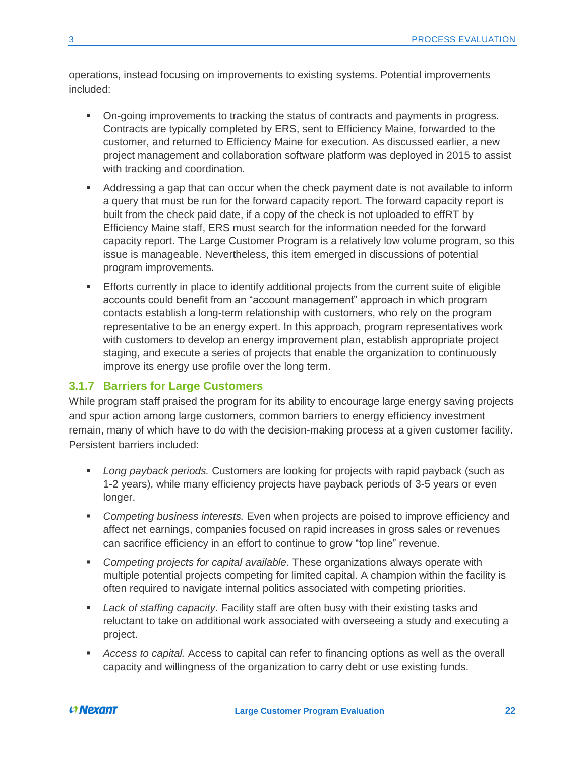operations, instead focusing on improvements to existing systems. Potential improvements included:

- On-going improvements to tracking the status of contracts and payments in progress. Contracts are typically completed by ERS, sent to Efficiency Maine, forwarded to the customer, and returned to Efficiency Maine for execution. As discussed earlier, a new project management and collaboration software platform was deployed in 2015 to assist with tracking and coordination.
- Addressing a gap that can occur when the check payment date is not available to inform a query that must be run for the forward capacity report. The forward capacity report is built from the check paid date, if a copy of the check is not uploaded to effRT by Efficiency Maine staff, ERS must search for the information needed for the forward capacity report. The Large Customer Program is a relatively low volume program, so this issue is manageable. Nevertheless, this item emerged in discussions of potential program improvements.
- Efforts currently in place to identify additional projects from the current suite of eligible accounts could benefit from an "account management" approach in which program contacts establish a long-term relationship with customers, who rely on the program representative to be an energy expert. In this approach, program representatives work with customers to develop an energy improvement plan, establish appropriate project staging, and execute a series of projects that enable the organization to continuously improve its energy use profile over the long term.

### 3.1.7 Barriers for Large Customers

While program staff praised the program for its ability to encourage large energy saving projects and spur action among large customers, common barriers to energy efficiency investment remain, many of which have to do with the decision-making process at a given customer facility. Persistent barriers included:

- *Long payback periods.* Customers are looking for projects with rapid payback (such as 1-2 years), while many efficiency projects have payback periods of 3-5 years or even longer.
- *Competing business interests.* Even when projects are poised to improve efficiency and affect net earnings, companies focused on rapid increases in gross sales or revenues can sacrifice efficiency in an effort to continue to grow "top line" revenue.
- *Competing projects for capital available.* These organizations always operate with multiple potential projects competing for limited capital. A champion within the facility is often required to navigate internal politics associated with competing priorities.
- *Lack of staffing capacity.* Facility staff are often busy with their existing tasks and reluctant to take on additional work associated with overseeing a study and executing a project.
- *Access to capital.* Access to capital can refer to financing options as well as the overall capacity and willingness of the organization to carry debt or use existing funds.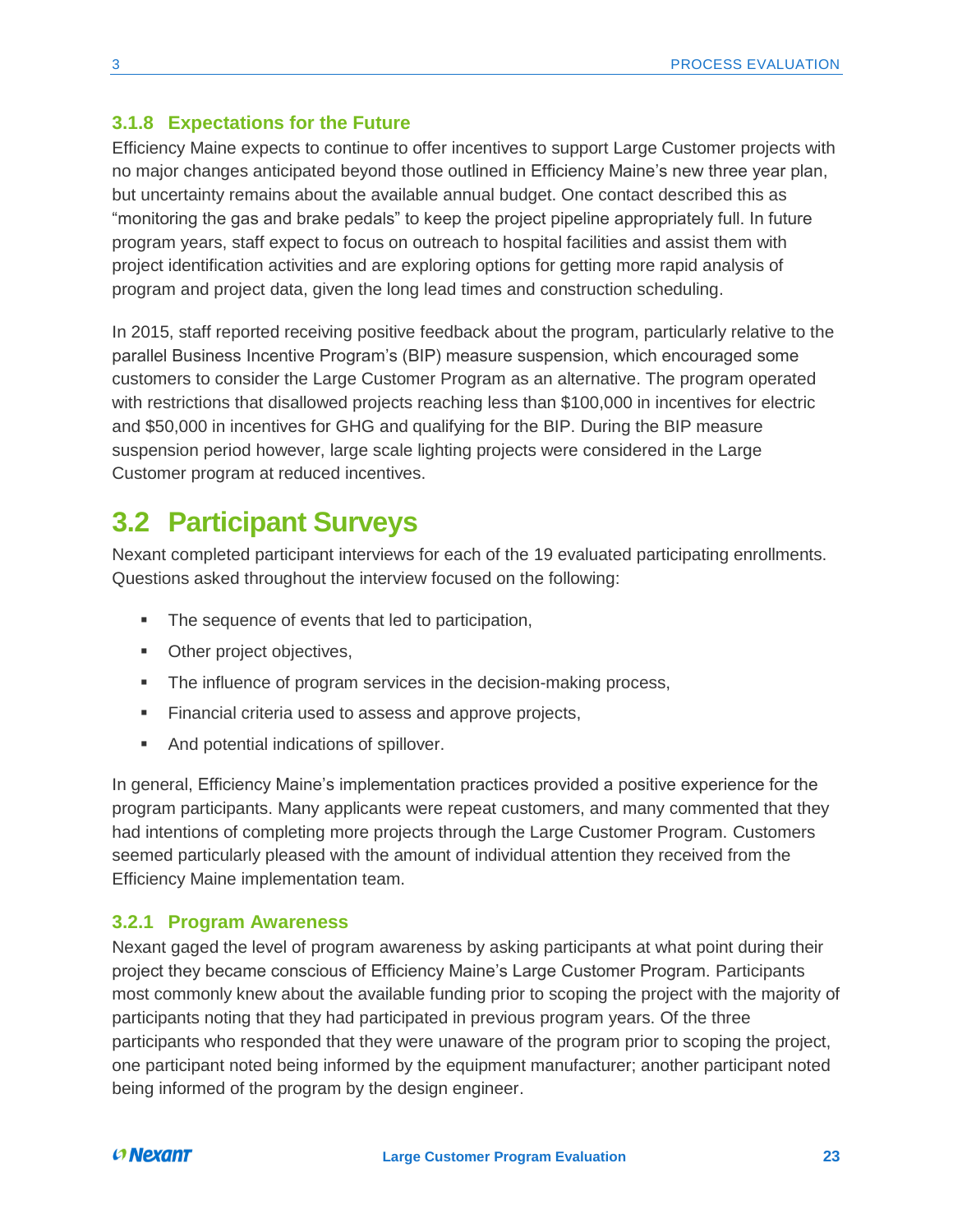### 3.1.8 Expectations for the Future

Efficiency Maine expects to continue to offer incentives to support Large Customer projects with no major changes anticipated beyond those outlined in Efficiency Maine's new three year plan, but uncertainty remains about the available annual budget. One contact described this as "monitoring the gas and brake pedals" to keep the project pipeline appropriately full. In future program years, staff expect to focus on outreach to hospital facilities and assist them with project identification activities and are exploring options for getting more rapid analysis of program and project data, given the long lead times and construction scheduling.

In 2015, staff reported receiving positive feedback about the program, particularly relative to the parallel Business Incentive Program's (BIP) measure suspension, which encouraged some customers to consider the Large Customer Program as an alternative. The program operated with restrictions that disallowed projects reaching less than $100,000 in incentives for electric and $50,000 in incentives for GHG and qualifying for the BIP. During the BIP measure suspension period however, large scale lighting projects were considered in the Large Customer program at reduced incentives.

## 3.2 Participant Surveys

Nexant completed participant interviews for each of the 19 evaluated participating enrollments. Questions asked throughout the interview focused on the following:

- The sequence of events that led to participation,
- Other project objectives,
- The influence of program services in the decision-making process,
- Financial criteria used to assess and approve projects,
- And potential indications of spillover.

In general, Efficiency Maine's implementation practices provided a positive experience for the program participants. Many applicants were repeat customers, and many commented that they had intentions of completing more projects through the Large Customer Program. Customers seemed particularly pleased with the amount of individual attention they received from the Efficiency Maine implementation team.

### 3.2.1 Program Awareness

Nexant gaged the level of program awareness by asking participants at what point during their project they became conscious of Efficiency Maine's Large Customer Program. Participants most commonly knew about the available funding prior to scoping the project with the majority of participants noting that they had participated in previous program years. Of the three participants who responded that they were unaware of the program prior to scoping the project, one participant noted being informed by the equipment manufacturer; another participant noted being informed of the program by the design engineer.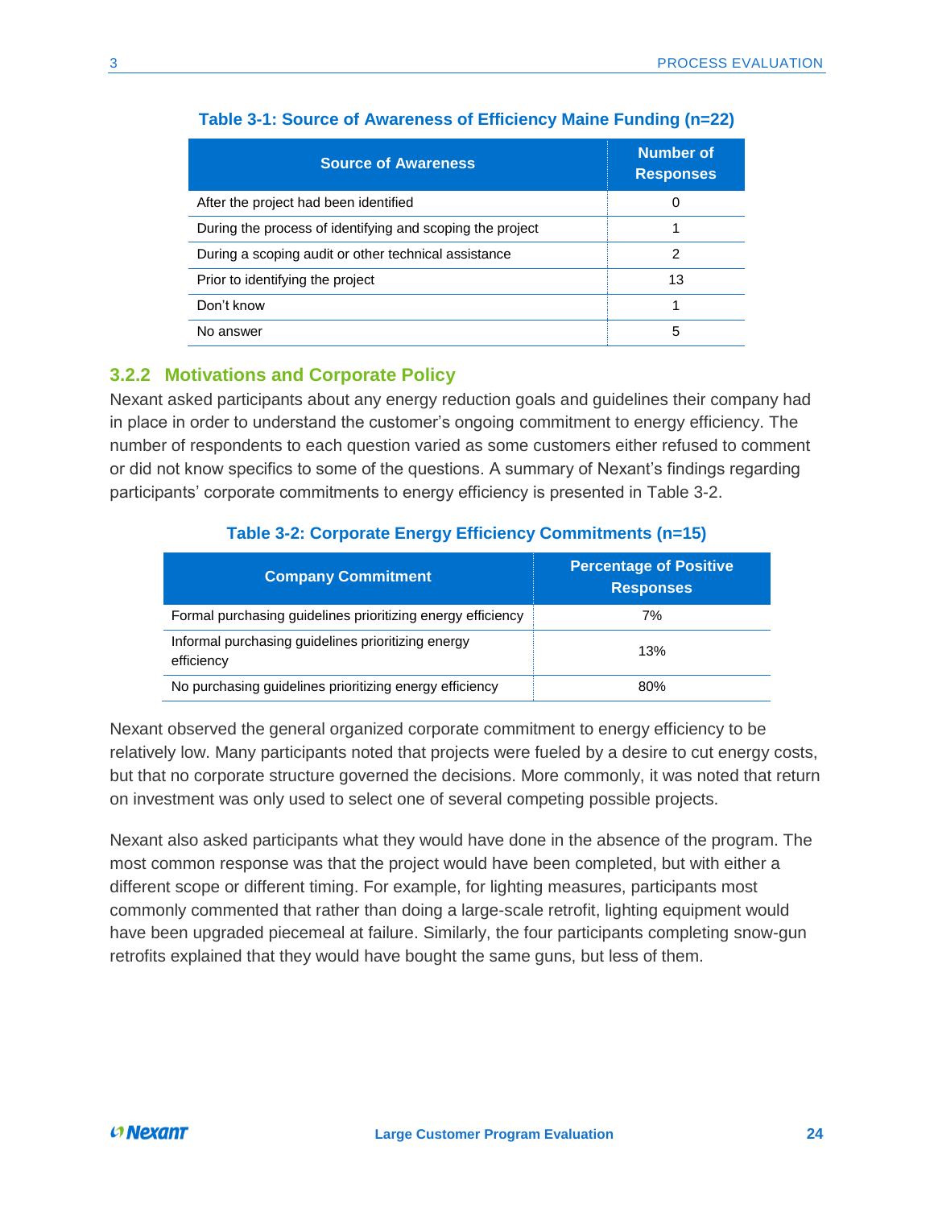**Table 3-1: Source of Awareness of Efficiency Maine Funding (n=22)**

| Source of Awareness | Number of Responses |
| --- | --- |
| After the project had been identified | 0 |
| During the process of identifying and scoping the project | 1 |
| During a scoping audit or other technical assistance | 2 |
| Prior to identifying the project | 13 |
| Don't know | 1 |
| No answer | 5 |

### 3.2.2 Motivations and Corporate Policy

Nexant asked participants about any energy reduction goals and guidelines their company had in place in order to understand the customer's ongoing commitment to energy efficiency. The number of respondents to each question varied as some customers either refused to comment or did not know specifics to some of the questions. A summary of Nexant's findings regarding participants' corporate commitments to energy efficiency is presented in Table 3-2.

**Table 3-2: Corporate Energy Efficiency Commitments (n=15)**

| Company Commitment | Percentage of Positive Responses |
| --- | --- |
| Formal purchasing guidelines prioritizing energy efficiency | 7% |
| Informal purchasing guidelines prioritizing energy efficiency | 13% |
| No purchasing guidelines prioritizing energy efficiency | 80% |

Nexant observed the general organized corporate commitment to energy efficiency to be relatively low. Many participants noted that projects were fueled by a desire to cut energy costs, but that no corporate structure governed the decisions. More commonly, it was noted that return on investment was only used to select one of several competing possible projects.

Nexant also asked participants what they would have done in the absence of the program. The most common response was that the project would have been completed, but with either a different scope or different timing. For example, for lighting measures, participants most commonly commented that rather than doing a large-scale retrofit, lighting equipment would have been upgraded piecemeal at failure. Similarly, the four participants completing snow-gun retrofits explained that they would have bought the same guns, but less of them.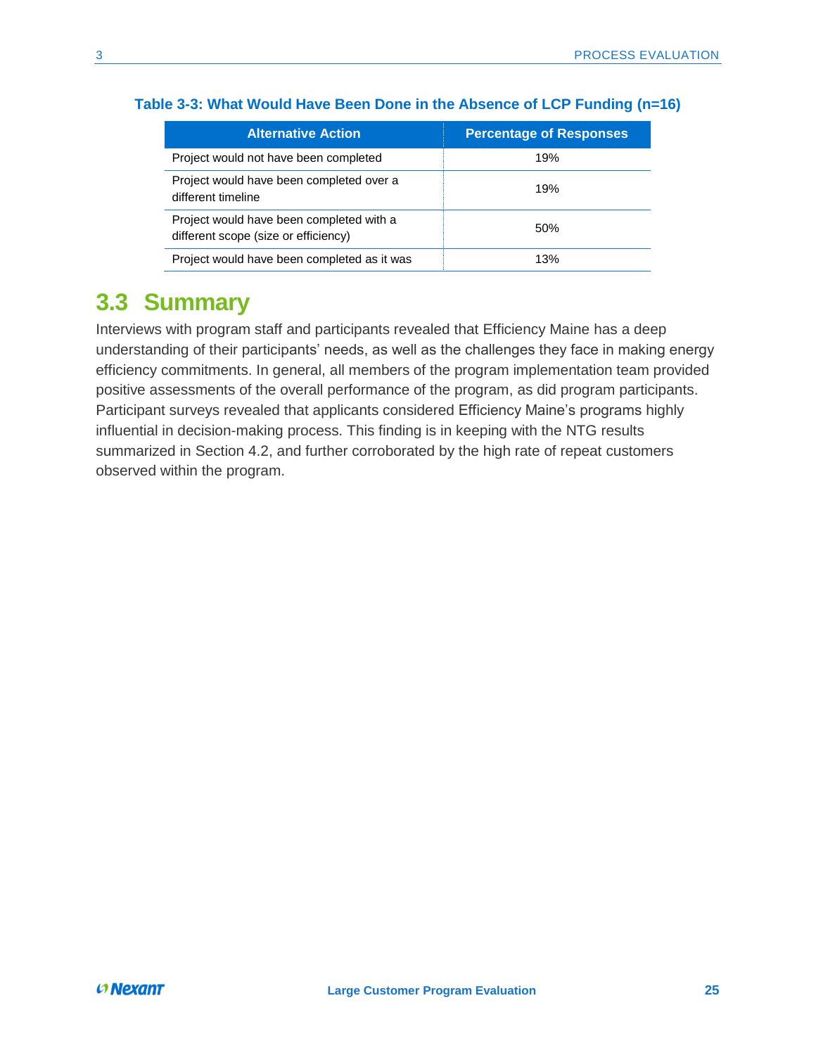**Table 3-3: What Would Have Been Done in the Absence of LCP Funding (n=16)**

| Alternative Action | Percentage of Responses |
| --- | --- |
| Project would not have been completed | 19% |
| Project would have been completed over a different timeline | 19% |
| Project would have been completed with a different scope (size or efficiency) | 50% |
| Project would have been completed as it was | 13% |

## 3.3 Summary

Interviews with program staff and participants revealed that Efficiency Maine has a deep understanding of their participants' needs, as well as the challenges they face in making energy efficiency commitments. In general, all members of the program implementation team provided positive assessments of the overall performance of the program, as did program participants. Participant surveys revealed that applicants considered Efficiency Maine's programs highly influential in decision-making process. This finding is in keeping with the NTG results summarized in Section 4.2, and further corroborated by the high rate of repeat customers observed within the program.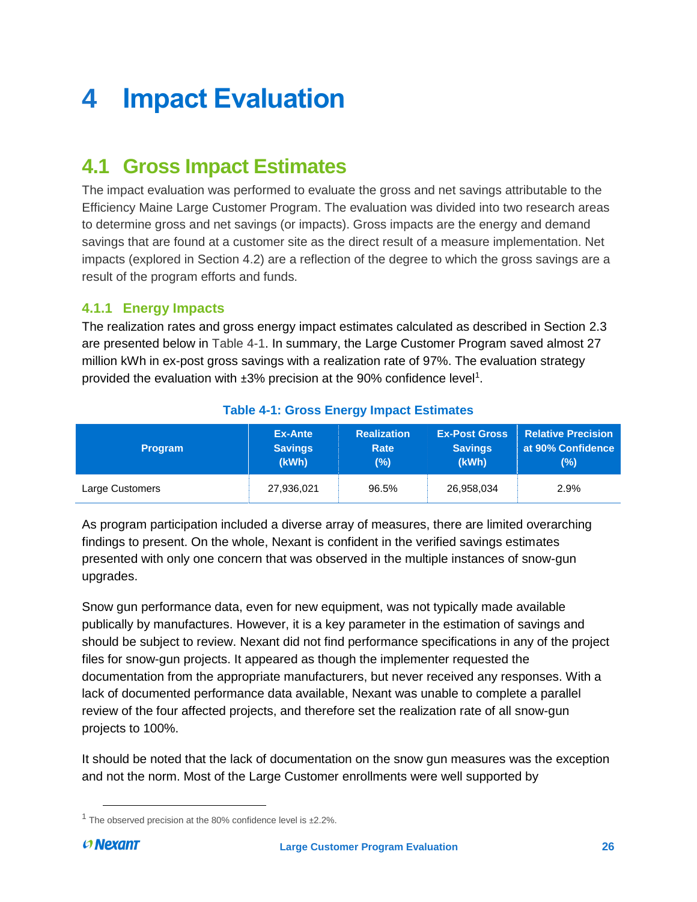# 4 Impact Evaluation

## 4.1 Gross Impact Estimates

The impact evaluation was performed to evaluate the gross and net savings attributable to the Efficiency Maine Large Customer Program. The evaluation was divided into two research areas to determine gross and net savings (or impacts). Gross impacts are the energy and demand savings that are found at a customer site as the direct result of a measure implementation. Net impacts (explored in Section 4.2) are a reflection of the degree to which the gross savings are a result of the program efforts and funds.

### 4.1.1 Energy Impacts

The realization rates and gross energy impact estimates calculated as described in Section 2.3 are presented below in Table 4-1. In summary, the Large Customer Program saved almost 27 million kWh in ex-post gross savings with a realization rate of 97%. The evaluation strategy provided the evaluation with ±3% precision at the 90% confidence level[1].

**Table 4-1: Gross Energy Impact Estimates**

| Program | Ex-Ante Savings (kWh) | Realization Rate (%) | Ex-Post Gross Savings (kWh) | Relative Precision at 90% Confidence (%) |
|---|---|---|---|---|
| Large Customers | 27,936,021 | 96.5% | 26,958,034 | 2.9% |

As program participation included a diverse array of measures, there are limited overarching findings to present. On the whole, Nexant is confident in the verified savings estimates presented with only one concern that was observed in the multiple instances of snow-gun upgrades.

Snow gun performance data, even for new equipment, was not typically made available publically by manufactures. However, it is a key parameter in the estimation of savings and should be subject to review. Nexant did not find performance specifications in any of the project files for snow-gun projects. It appeared as though the implementer requested the documentation from the appropriate manufacturers, but never received any responses. With a lack of documented performance data available, Nexant was unable to complete a parallel review of the four affected projects, and therefore set the realization rate of all snow-gun projects to 100%.

It should be noted that the lack of documentation on the snow gun measures was the exception and not the norm. Most of the Large Customer enrollments were well supported by

[1] The observed precision at the 80% confidence level is ±2.2%.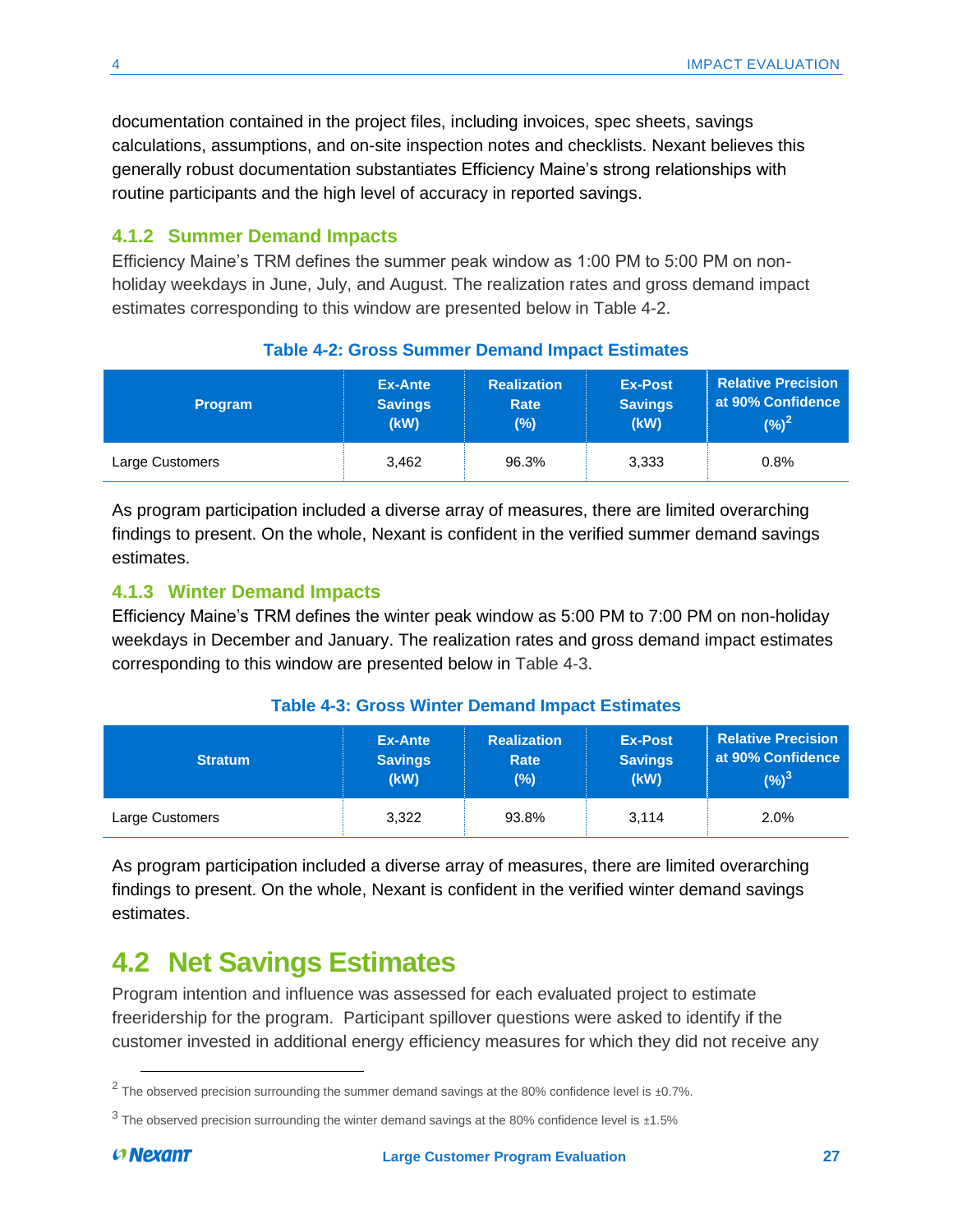documentation contained in the project files, including invoices, spec sheets, savings calculations, assumptions, and on-site inspection notes and checklists. Nexant believes this generally robust documentation substantiates Efficiency Maine's strong relationships with routine participants and the high level of accuracy in reported savings.

### 4.1.2 Summer Demand Impacts

Efficiency Maine's TRM defines the summer peak window as 1:00 PM to 5:00 PM on non-holiday weekdays in June, July, and August. The realization rates and gross demand impact estimates corresponding to this window are presented below in Table 4-2.

**Table 4-2: Gross Summer Demand Impact Estimates**

| Program | Ex-Ante Savings (kW) | Realization Rate (%) | Ex-Post Savings (kW) | Relative Precision at 90% Confidence (%)[2] |
|---|---|---|---|---|
| Large Customers | 3,462 | 96.3% | 3,333 | 0.8% |

As program participation included a diverse array of measures, there are limited overarching findings to present. On the whole, Nexant is confident in the verified summer demand savings estimates.

### 4.1.3 Winter Demand Impacts

Efficiency Maine's TRM defines the winter peak window as 5:00 PM to 7:00 PM on non-holiday weekdays in December and January. The realization rates and gross demand impact estimates corresponding to this window are presented below in Table 4-3.

**Table 4-3: Gross Winter Demand Impact Estimates**

| Stratum | Ex-Ante Savings (kW) | Realization Rate (%) | Ex-Post Savings (kW) | Relative Precision at 90% Confidence (%)[3] |
|---|---|---|---|---|
| Large Customers | 3,322 | 93.8% | 3,114 | 2.0% |

As program participation included a diverse array of measures, there are limited overarching findings to present. On the whole, Nexant is confident in the verified winter demand savings estimates.

## 4.2 Net Savings Estimates

Program intention and influence was assessed for each evaluated project to estimate freeridership for the program. Participant spillover questions were asked to identify if the customer invested in additional energy efficiency measures for which they did not receive any

[2] The observed precision surrounding the summer demand savings at the 80% confidence level is ±0.7%.

[3] The observed precision surrounding the winter demand savings at the 80% confidence level is ±1.5%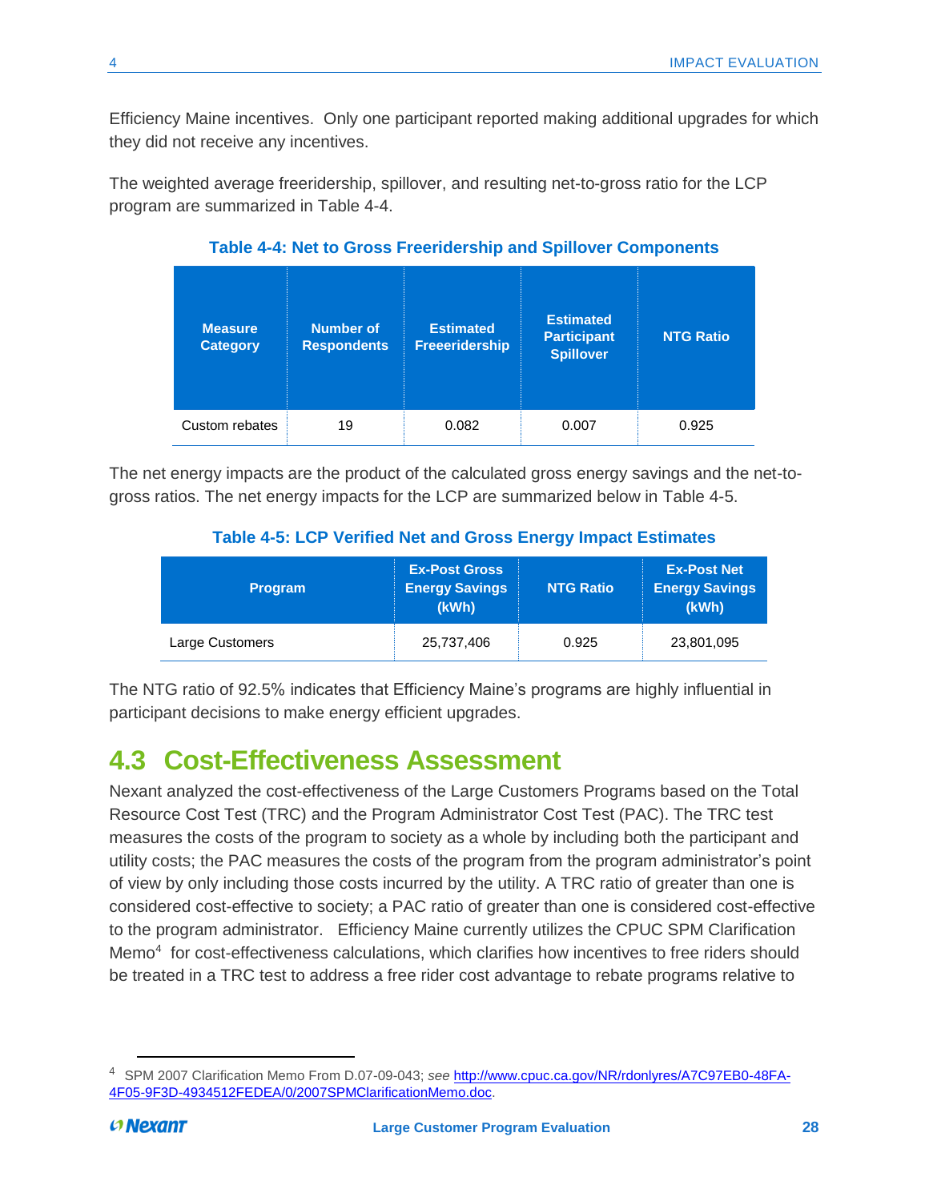Efficiency Maine incentives. Only one participant reported making additional upgrades for which they did not receive any incentives.

The weighted average freeridership, spillover, and resulting net-to-gross ratio for the LCP program are summarized in Table 4-4.

**Table 4-4: Net to Gross Freeridership and Spillover Components**

| Measure Category | Number of Respondents | Estimated Freeeridership | Estimated Participant Spillover | NTG Ratio |
|---|---|---|---|---|
| Custom rebates | 19 | 0.082 | 0.007 | 0.925 |

The net energy impacts are the product of the calculated gross energy savings and the net-to-gross ratios. The net energy impacts for the LCP are summarized below in Table 4-5.

**Table 4-5: LCP Verified Net and Gross Energy Impact Estimates**

| Program | Ex-Post Gross Energy Savings (kWh) | NTG Ratio | Ex-Post Net Energy Savings (kWh) |
|---|---|---|---|
| Large Customers | 25,737,406 | 0.925 | 23,801,095 |

The NTG ratio of 92.5% indicates that Efficiency Maine's programs are highly influential in participant decisions to make energy efficient upgrades.

## 4.3 Cost-Effectiveness Assessment

Nexant analyzed the cost-effectiveness of the Large Customers Programs based on the Total Resource Cost Test (TRC) and the Program Administrator Cost Test (PAC). The TRC test measures the costs of the program to society as a whole by including both the participant and utility costs; the PAC measures the costs of the program from the program administrator's point of view by only including those costs incurred by the utility. A TRC ratio of greater than one is considered cost-effective to society; a PAC ratio of greater than one is considered cost-effective to the program administrator. Efficiency Maine currently utilizes the CPUC SPM Clarification Memo[4] for cost-effectiveness calculations, which clarifies how incentives to free riders should be treated in a TRC test to address a free rider cost advantage to rebate programs relative to

[4] SPM 2007 Clarification Memo From D.07-09-043; *see* http://www.cpuc.ca.gov/NR/rdonlyres/A7C97EB0-48FA-4F05-9F3D-4934512FEDEA/0/2007SPMClarificationMemo.doc.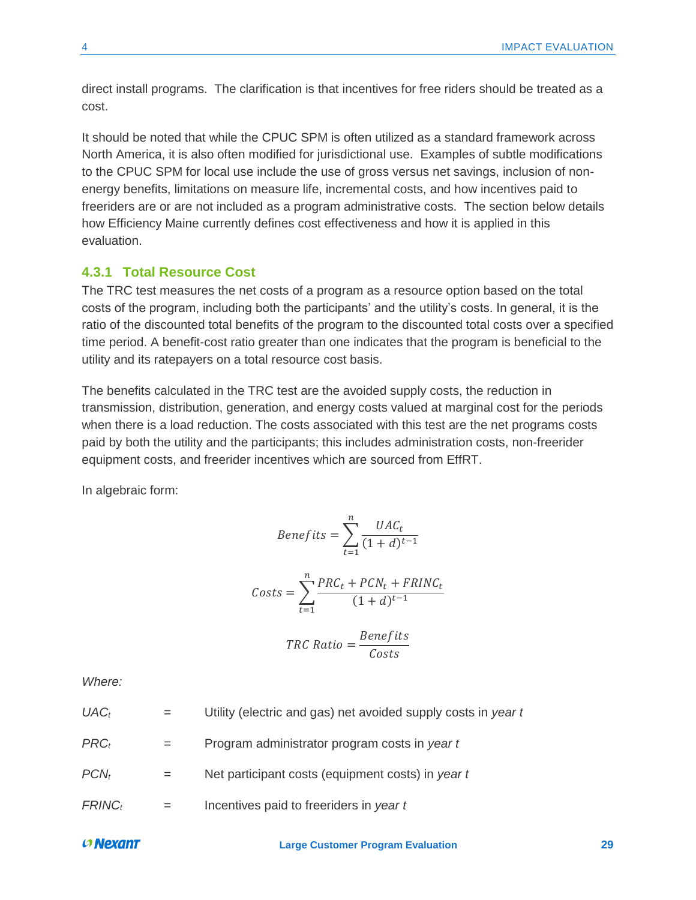direct install programs. The clarification is that incentives for free riders should be treated as a cost.

It should be noted that while the CPUC SPM is often utilized as a standard framework across North America, it is also often modified for jurisdictional use. Examples of subtle modifications to the CPUC SPM for local use include the use of gross versus net savings, inclusion of non-energy benefits, limitations on measure life, incremental costs, and how incentives paid to freeriders are or are not included as a program administrative costs. The section below details how Efficiency Maine currently defines cost effectiveness and how it is applied in this evaluation.

### 4.3.1 Total Resource Cost

The TRC test measures the net costs of a program as a resource option based on the total costs of the program, including both the participants' and the utility's costs. In general, it is the ratio of the discounted total benefits of the program to the discounted total costs over a specified time period. A benefit-cost ratio greater than one indicates that the program is beneficial to the utility and its ratepayers on a total resource cost basis.

The benefits calculated in the TRC test are the avoided supply costs, the reduction in transmission, distribution, generation, and energy costs valued at marginal cost for the periods when there is a load reduction. The costs associated with this test are the net programs costs paid by both the utility and the participants; this includes administration costs, non-freerider equipment costs, and freerider incentives which are sourced from EffRT.

In algebraic form:

$$Benefits = \sum_{t=1}^{n} \frac{UAC_t}{(1+d)^{t-1}}$$

$$Costs = \sum_{t=1}^{n} \frac{PRC_t + PCN_t + FRINC_t}{(1+d)^{t-1}}$$

$$TRC\ Ratio = \frac{Benefits}{Costs}$$

*Where:*

$UAC_t$ = Utility (electric and gas) net avoided supply costs in *year t*

$PRC_t$ = Program administrator program costs in *year t*

$PCN_t$ = Net participant costs (equipment costs) in *year t*

$FRINC_t$ = Incentives paid to freeriders in *year t*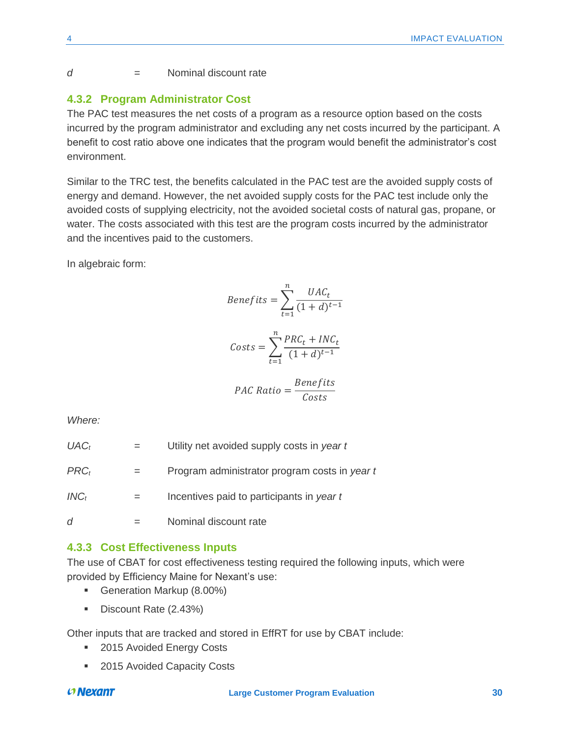$d$ = Nominal discount rate

### 4.3.2 Program Administrator Cost

The PAC test measures the net costs of a program as a resource option based on the costs incurred by the program administrator and excluding any net costs incurred by the participant. A benefit to cost ratio above one indicates that the program would benefit the administrator's cost environment.

Similar to the TRC test, the benefits calculated in the PAC test are the avoided supply costs of energy and demand. However, the net avoided supply costs for the PAC test include only the avoided costs of supplying electricity, not the avoided societal costs of natural gas, propane, or water. The costs associated with this test are the program costs incurred by the administrator and the incentives paid to the customers.

In algebraic form:

$$Benefits = \sum_{t=1}^{n} \frac{UAC_t}{(1+d)^{t-1}}$$

$$Costs = \sum_{t=1}^{n} \frac{PRC_t + INC_t}{(1+d)^{t-1}}$$

$$PAC\ Ratio = \frac{Benefits}{Costs}$$

*Where:*

$UAC_t$ = Utility net avoided supply costs in *year t*

$PRC_t$ = Program administrator program costs in *year t*

$INC_t$ = Incentives paid to participants in *year t*

$d$ = Nominal discount rate

### 4.3.3 Cost Effectiveness Inputs

The use of CBAT for cost effectiveness testing required the following inputs, which were provided by Efficiency Maine for Nexant's use:

- Generation Markup (8.00%)
- Discount Rate (2.43%)

Other inputs that are tracked and stored in EffRT for use by CBAT include:

- 2015 Avoided Energy Costs
- 2015 Avoided Capacity Costs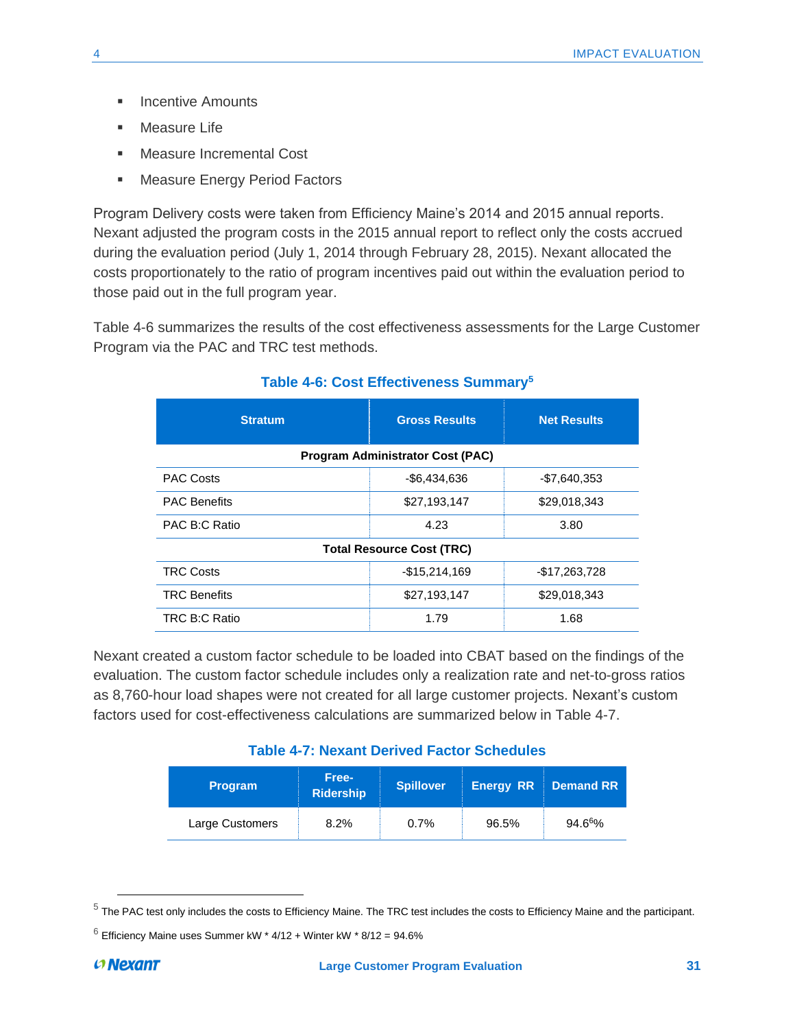- Incentive Amounts
- Measure Life
- Measure Incremental Cost
- Measure Energy Period Factors

Program Delivery costs were taken from Efficiency Maine's 2014 and 2015 annual reports. Nexant adjusted the program costs in the 2015 annual report to reflect only the costs accrued during the evaluation period (July 1, 2014 through February 28, 2015). Nexant allocated the costs proportionately to the ratio of program incentives paid out within the evaluation period to those paid out in the full program year.

Table 4-6 summarizes the results of the cost effectiveness assessments for the Large Customer Program via the PAC and TRC test methods.

**Table 4-6: Cost Effectiveness Summary[5]**

| Stratum | Gross Results | Net Results |
|---|---|---|
| **Program Administrator Cost (PAC)** | | |
| PAC Costs | -$6,434,636 | -$7,640,353 |
| PAC Benefits | $27,193,147 | $29,018,343 |
| PAC B:C Ratio | 4.23 | 3.80 |
| **Total Resource Cost (TRC)** | | |
| TRC Costs | -$15,214,169 | -$17,263,728 |
| TRC Benefits | $27,193,147 | $29,018,343 |
| TRC B:C Ratio | 1.79 | 1.68 |

Nexant created a custom factor schedule to be loaded into CBAT based on the findings of the evaluation. The custom factor schedule includes only a realization rate and net-to-gross ratios as 8,760-hour load shapes were not created for all large customer projects. Nexant's custom factors used for cost-effectiveness calculations are summarized below in Table 4-7.

**Table 4-7: Nexant Derived Factor Schedules**

| Program | Free-Ridership | Spillover | Energy RR | Demand RR |
|---|---|---|---|---|
| Large Customers | 8.2% | 0.7% | 96.5% | 94.6[6]% |

[5] The PAC test only includes the costs to Efficiency Maine. The TRC test includes the costs to Efficiency Maine and the participant.

[6] Efficiency Maine uses Summer kW * 4/12 + Winter kW * 8/12 = 94.6%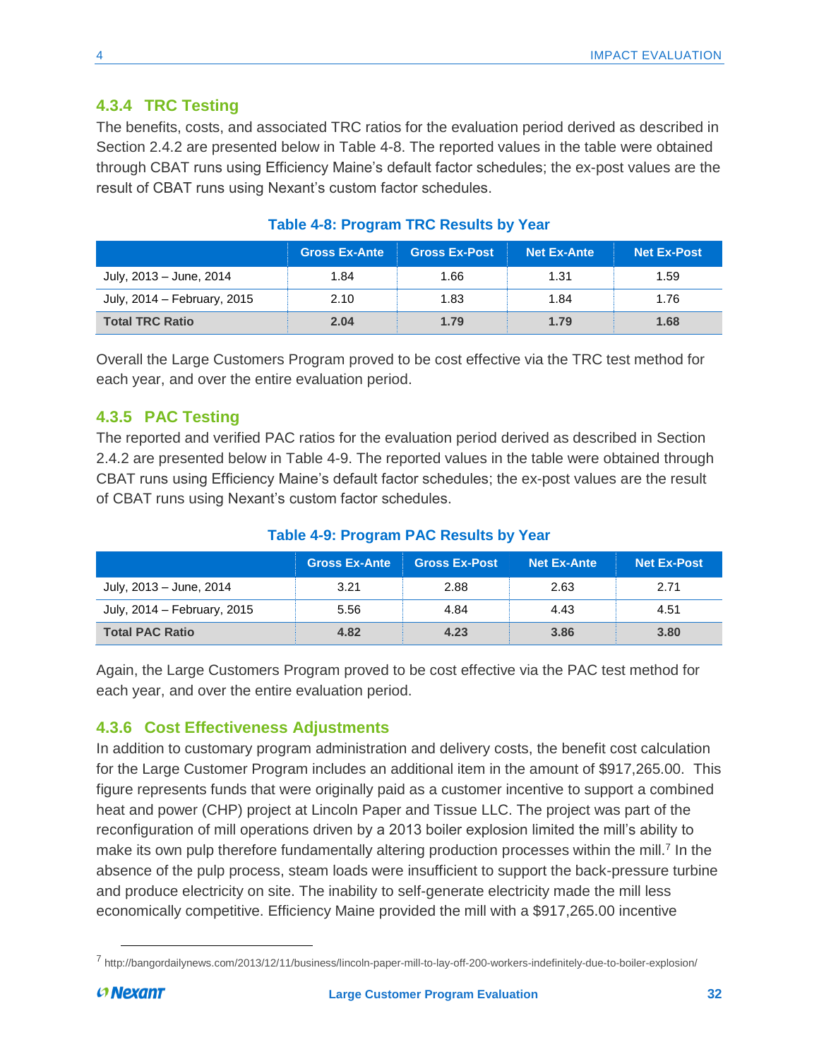### 4.3.4 TRC Testing

The benefits, costs, and associated TRC ratios for the evaluation period derived as described in Section 2.4.2 are presented below in Table 4-8. The reported values in the table were obtained through CBAT runs using Efficiency Maine's default factor schedules; the ex-post values are the result of CBAT runs using Nexant's custom factor schedules.

**Table 4-8: Program TRC Results by Year**

| | Gross Ex-Ante | Gross Ex-Post | Net Ex-Ante | Net Ex-Post |
|---|---|---|---|---|
| July, 2013 – June, 2014 | 1.84 | 1.66 | 1.31 | 1.59 |
| July, 2014 – February, 2015 | 2.10 | 1.83 | 1.84 | 1.76 |
| **Total TRC Ratio** | **2.04** | **1.79** | **1.79** | **1.68** |

Overall the Large Customers Program proved to be cost effective via the TRC test method for each year, and over the entire evaluation period.

### 4.3.5 PAC Testing

The reported and verified PAC ratios for the evaluation period derived as described in Section 2.4.2 are presented below in Table 4-9. The reported values in the table were obtained through CBAT runs using Efficiency Maine's default factor schedules; the ex-post values are the result of CBAT runs using Nexant's custom factor schedules.

**Table 4-9: Program PAC Results by Year**

| | Gross Ex-Ante | Gross Ex-Post | Net Ex-Ante | Net Ex-Post |
|---|---|---|---|---|
| July, 2013 – June, 2014 | 3.21 | 2.88 | 2.63 | 2.71 |
| July, 2014 – February, 2015 | 5.56 | 4.84 | 4.43 | 4.51 |
| **Total PAC Ratio** | **4.82** | **4.23** | **3.86** | **3.80** |

Again, the Large Customers Program proved to be cost effective via the PAC test method for each year, and over the entire evaluation period.

### 4.3.6 Cost Effectiveness Adjustments

In addition to customary program administration and delivery costs, the benefit cost calculation for the Large Customer Program includes an additional item in the amount of $917,265.00. This figure represents funds that were originally paid as a customer incentive to support a combined heat and power (CHP) project at Lincoln Paper and Tissue LLC. The project was part of the reconfiguration of mill operations driven by a 2013 boiler explosion limited the mill's ability to make its own pulp therefore fundamentally altering production processes within the mill.[7] In the absence of the pulp process, steam loads were insufficient to support the back-pressure turbine and produce electricity on site. The inability to self-generate electricity made the mill less economically competitive. Efficiency Maine provided the mill with a $917,265.00 incentive

[7] http://bangordailynews.com/2013/12/11/business/lincoln-paper-mill-to-lay-off-200-workers-indefinitely-due-to-boiler-explosion/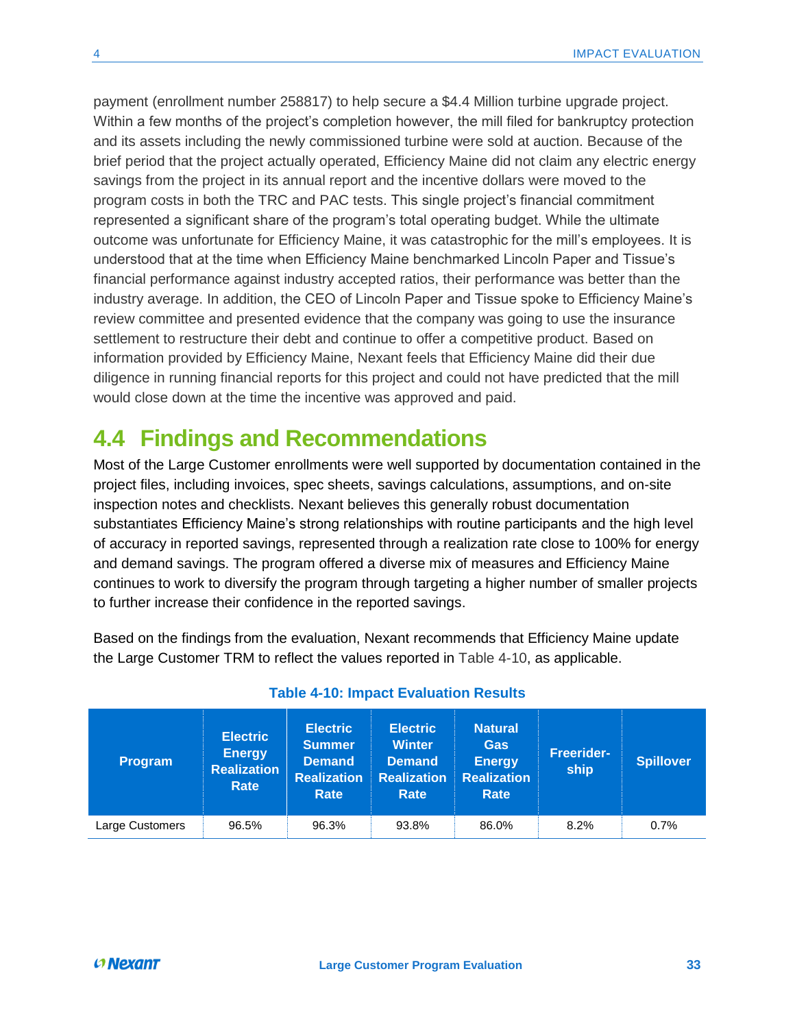payment (enrollment number 258817) to help secure a $4.4 Million turbine upgrade project. Within a few months of the project's completion however, the mill filed for bankruptcy protection and its assets including the newly commissioned turbine were sold at auction. Because of the brief period that the project actually operated, Efficiency Maine did not claim any electric energy savings from the project in its annual report and the incentive dollars were moved to the program costs in both the TRC and PAC tests. This single project's financial commitment represented a significant share of the program's total operating budget. While the ultimate outcome was unfortunate for Efficiency Maine, it was catastrophic for the mill's employees. It is understood that at the time when Efficiency Maine benchmarked Lincoln Paper and Tissue's financial performance against industry accepted ratios, their performance was better than the industry average. In addition, the CEO of Lincoln Paper and Tissue spoke to Efficiency Maine's review committee and presented evidence that the company was going to use the insurance settlement to restructure their debt and continue to offer a competitive product. Based on information provided by Efficiency Maine, Nexant feels that Efficiency Maine did their due diligence in running financial reports for this project and could not have predicted that the mill would close down at the time the incentive was approved and paid.

## 4.4 Findings and Recommendations

Most of the Large Customer enrollments were well supported by documentation contained in the project files, including invoices, spec sheets, savings calculations, assumptions, and on-site inspection notes and checklists. Nexant believes this generally robust documentation substantiates Efficiency Maine's strong relationships with routine participants and the high level of accuracy in reported savings, represented through a realization rate close to 100% for energy and demand savings. The program offered a diverse mix of measures and Efficiency Maine continues to work to diversify the program through targeting a higher number of smaller projects to further increase their confidence in the reported savings.

Based on the findings from the evaluation, Nexant recommends that Efficiency Maine update the Large Customer TRM to reflect the values reported in Table 4-10, as applicable.

**Table 4-10: Impact Evaluation Results**

| Program | Electric Energy Realization Rate | Electric Summer Demand Realization Rate | Electric Winter Demand Realization Rate | Natural Gas Energy Realization Rate | Freerider-ship | Spillover |
|---|---|---|---|---|---|---|
| Large Customers | 96.5% | 96.3% | 93.8% | 86.0% | 8.2% | 0.7% |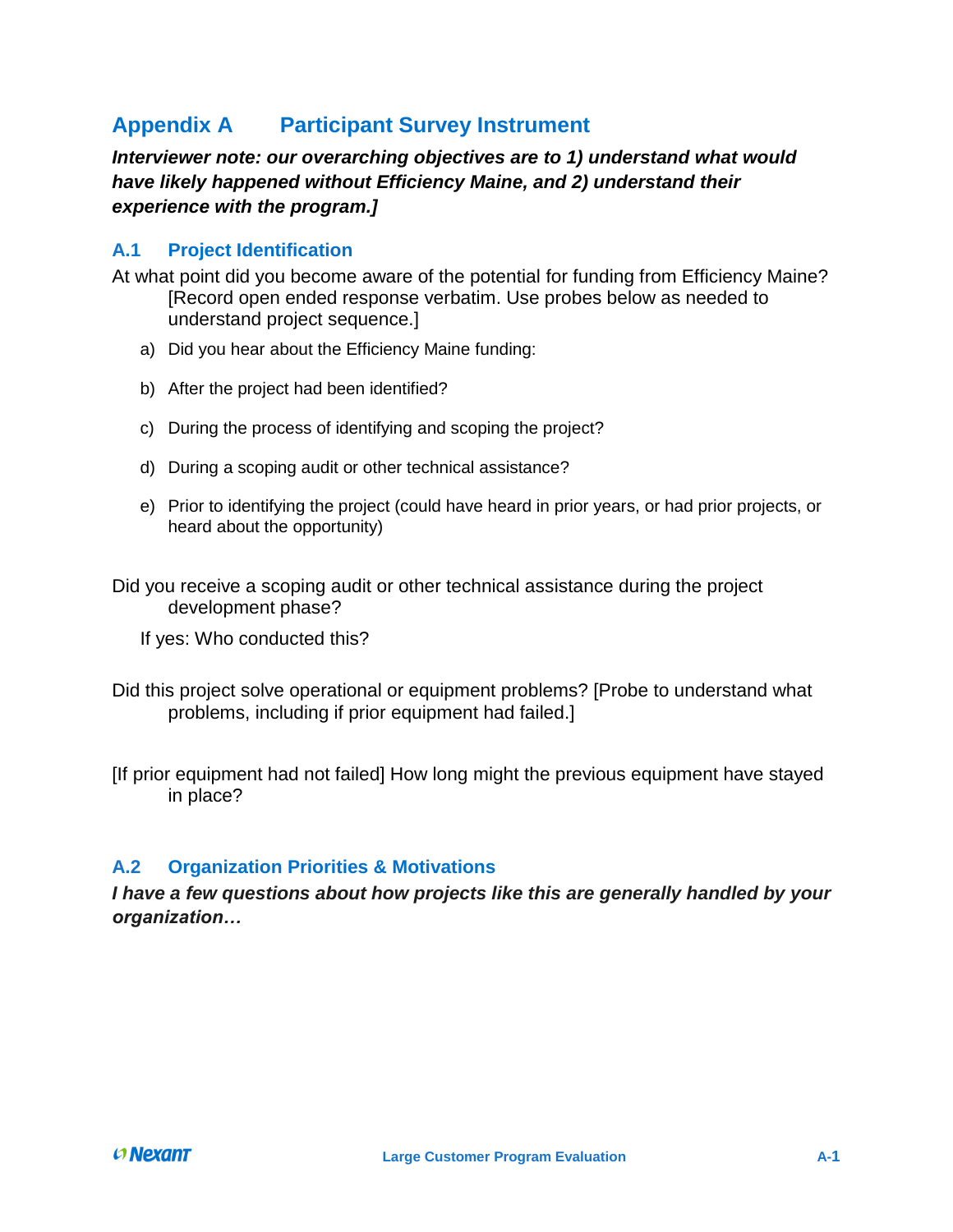# Appendix A Participant Survey Instrument

***Interviewer note: our overarching objectives are to 1) understand what would have likely happened without Efficiency Maine, and 2) understand their experience with the program.]***

## A.1 Project Identification

At what point did you become aware of the potential for funding from Efficiency Maine? [Record open ended response verbatim. Use probes below as needed to understand project sequence.]

a) Did you hear about the Efficiency Maine funding:

b) After the project had been identified?

c) During the process of identifying and scoping the project?

d) During a scoping audit or other technical assistance?

e) Prior to identifying the project (could have heard in prior years, or had prior projects, or heard about the opportunity)

Did you receive a scoping audit or other technical assistance during the project development phase?

If yes: Who conducted this?

Did this project solve operational or equipment problems? [Probe to understand what problems, including if prior equipment had failed.]

[If prior equipment had not failed] How long might the previous equipment have stayed in place?

## A.2 Organization Priorities & Motivations

***I have a few questions about how projects like this are generally handled by your organization…***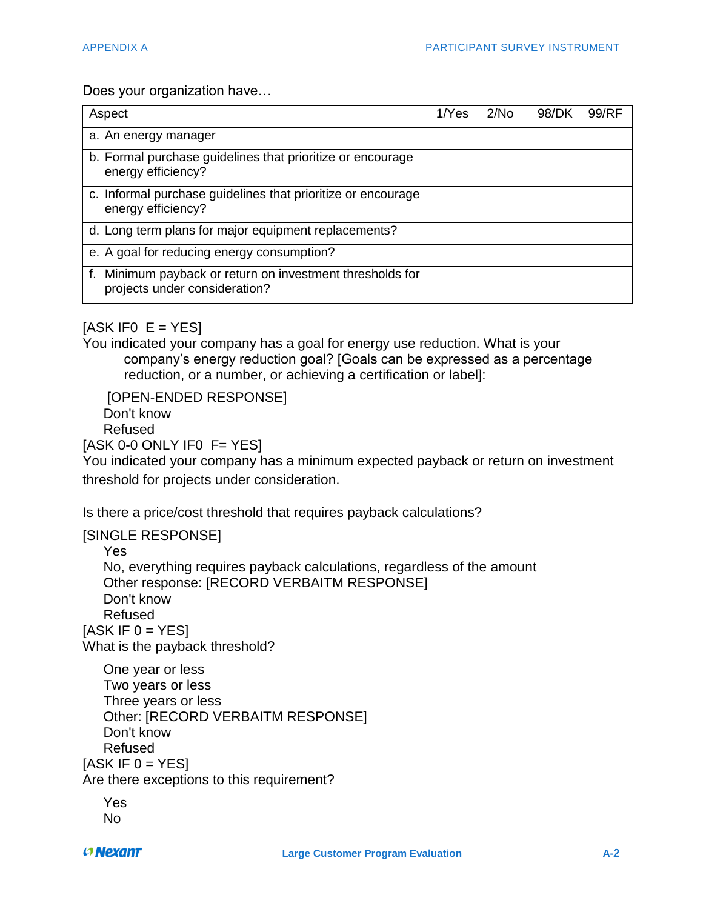Does your organization have…

| Aspect | 1/Yes | 2/No | 98/DK | 99/RF |
|---|---|---|---|---|
| a. An energy manager | | | | |
| b. Formal purchase guidelines that prioritize or encourage energy efficiency? | | | | |
| c. Informal purchase guidelines that prioritize or encourage energy efficiency? | | | | |
| d. Long term plans for major equipment replacements? | | | | |
| e. A goal for reducing energy consumption? | | | | |
| f. Minimum payback or return on investment thresholds for projects under consideration? | | | | |

[ASK IF0 E = YES]
You indicated your company has a goal for energy use reduction. What is your company's energy reduction goal? [Goals can be expressed as a percentage reduction, or a number, or achieving a certification or label]:

[OPEN-ENDED RESPONSE]
Don't know
Refused

[ASK 0-0 ONLY IF0 F= YES]
You indicated your company has a minimum expected payback or return on investment threshold for projects under consideration.

Is there a price/cost threshold that requires payback calculations?

[SINGLE RESPONSE]
Yes
No, everything requires payback calculations, regardless of the amount
Other response: [RECORD VERBAITM RESPONSE]
Don't know
Refused

[ASK IF 0 = YES]
What is the payback threshold?

One year or less
Two years or less
Three years or less
Other: [RECORD VERBAITM RESPONSE]
Don't know
Refused

[ASK IF 0 = YES]
Are there exceptions to this requirement?

Yes
No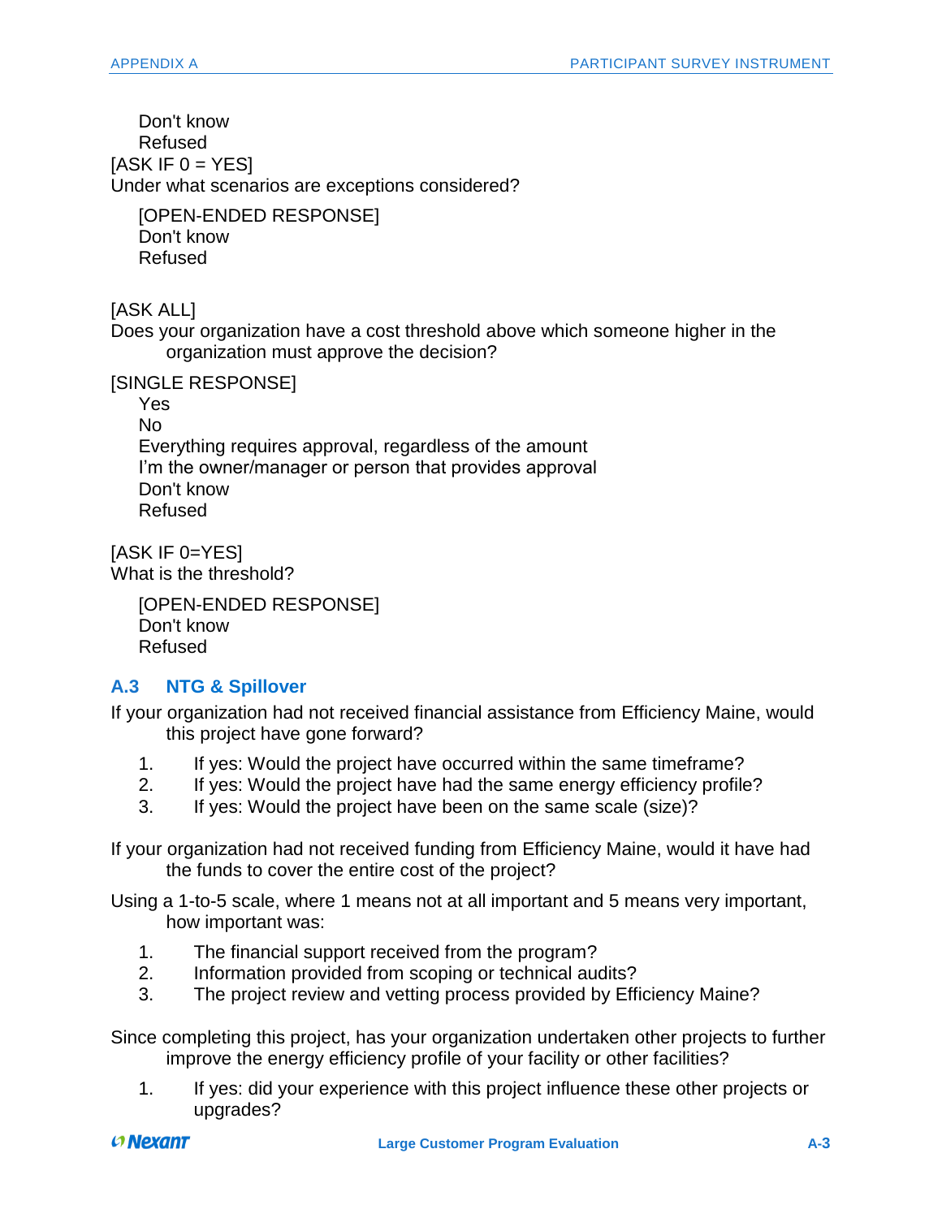Don't know
Refused

[ASK IF 0 = YES]
Under what scenarios are exceptions considered?

[OPEN-ENDED RESPONSE]
Don't know
Refused

[ASK ALL]
Does your organization have a cost threshold above which someone higher in the organization must approve the decision?

[SINGLE RESPONSE]

Yes
No
Everything requires approval, regardless of the amount
I'm the owner/manager or person that provides approval
Don't know
Refused

[ASK IF 0=YES]
What is the threshold?

[OPEN-ENDED RESPONSE]
Don't know
Refused

## A.3 NTG & Spillover

If your organization had not received financial assistance from Efficiency Maine, would this project have gone forward?

1. If yes: Would the project have occurred within the same timeframe?
2. If yes: Would the project have had the same energy efficiency profile?
3. If yes: Would the project have been on the same scale (size)?

If your organization had not received funding from Efficiency Maine, would it have had the funds to cover the entire cost of the project?

Using a 1-to-5 scale, where 1 means not at all important and 5 means very important, how important was:

1. The financial support received from the program?
2. Information provided from scoping or technical audits?
3. The project review and vetting process provided by Efficiency Maine?

Since completing this project, has your organization undertaken other projects to further improve the energy efficiency profile of your facility or other facilities?

1. If yes: did your experience with this project influence these other projects or upgrades?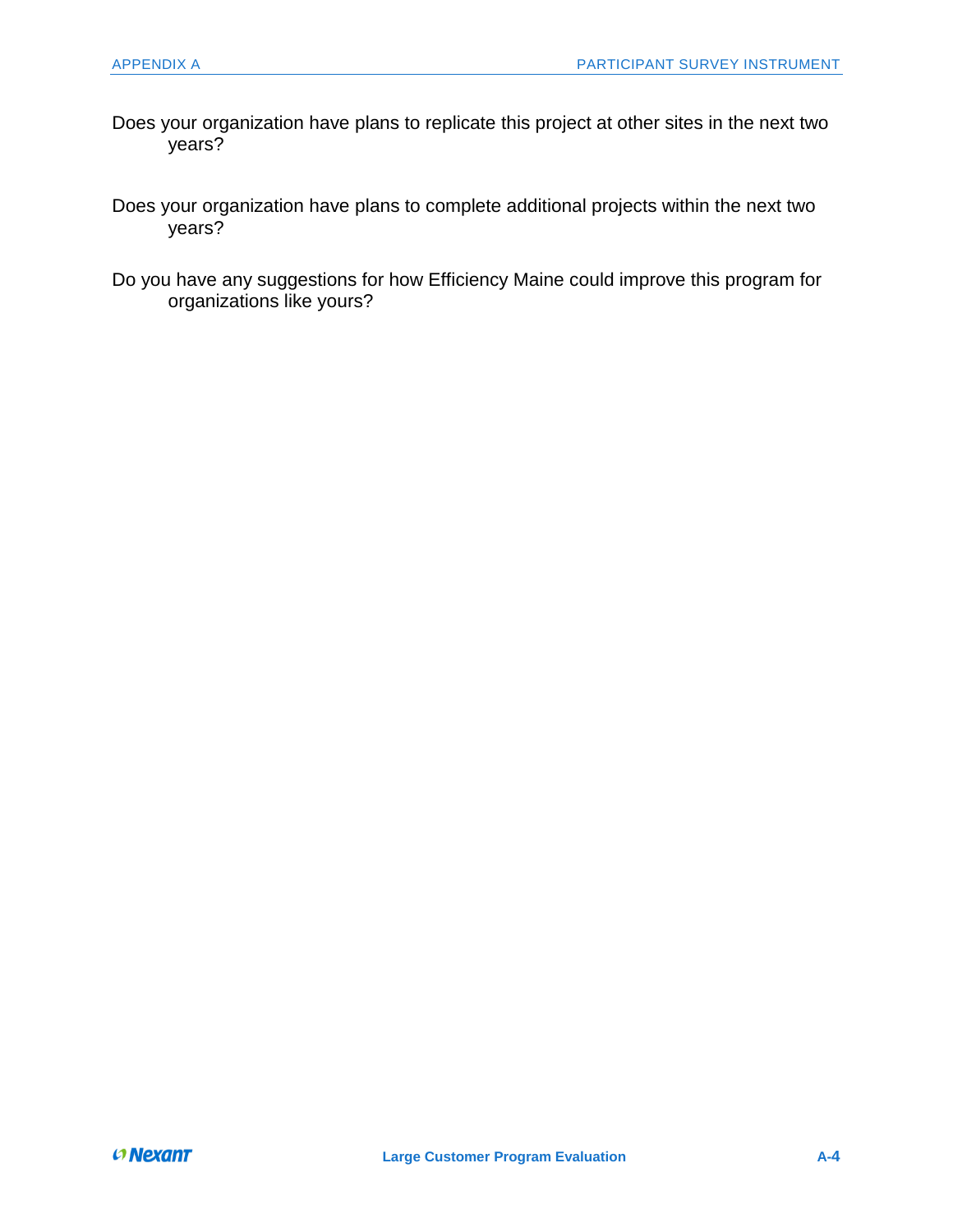Does your organization have plans to replicate this project at other sites in the next two years?

Does your organization have plans to complete additional projects within the next two years?

Do you have any suggestions for how Efficiency Maine could improve this program for organizations like yours?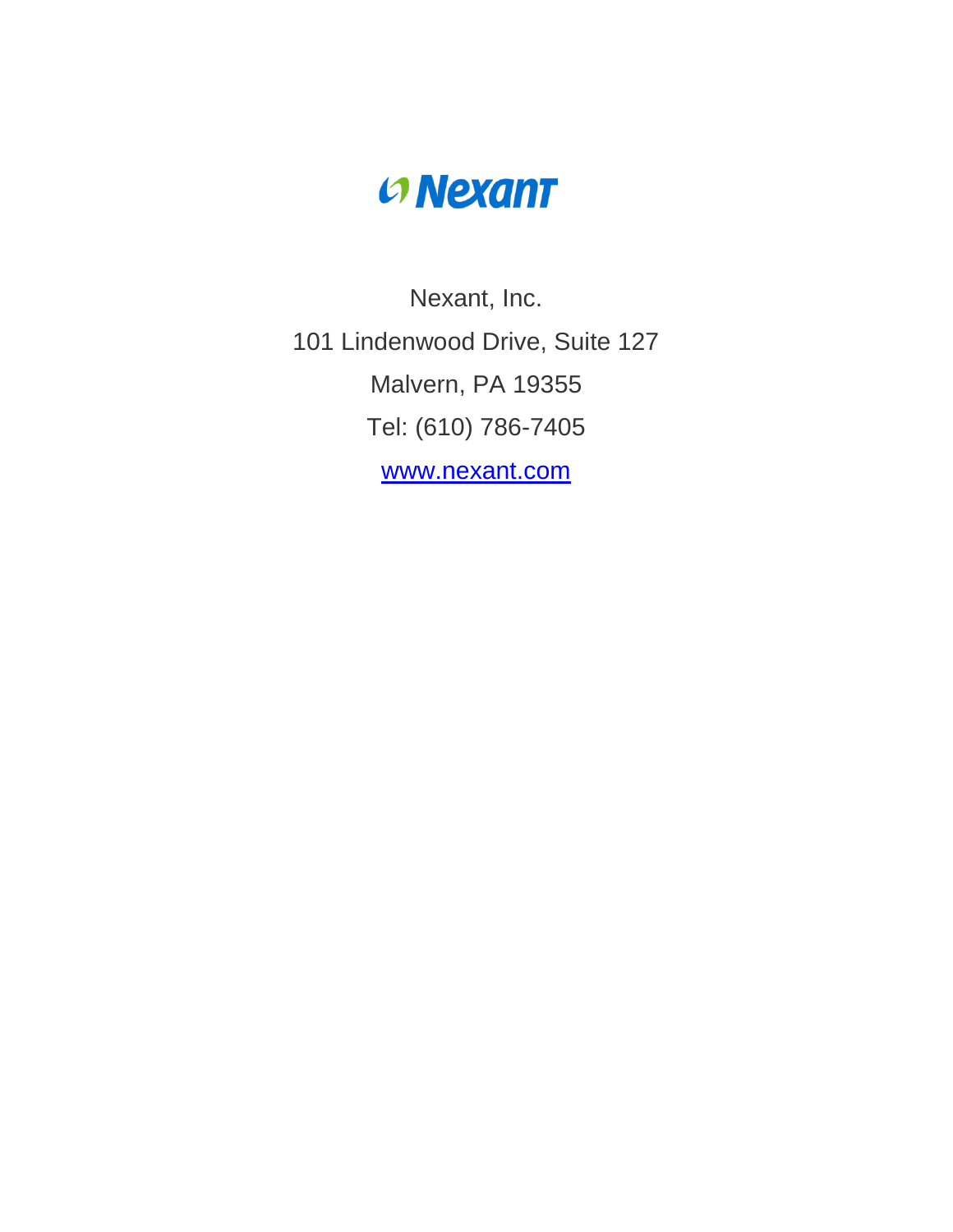Nexant

Nexant, Inc.

101 Lindenwood Drive, Suite 127

Malvern, PA 19355

Tel: (610) 786-7405

www.nexant.com